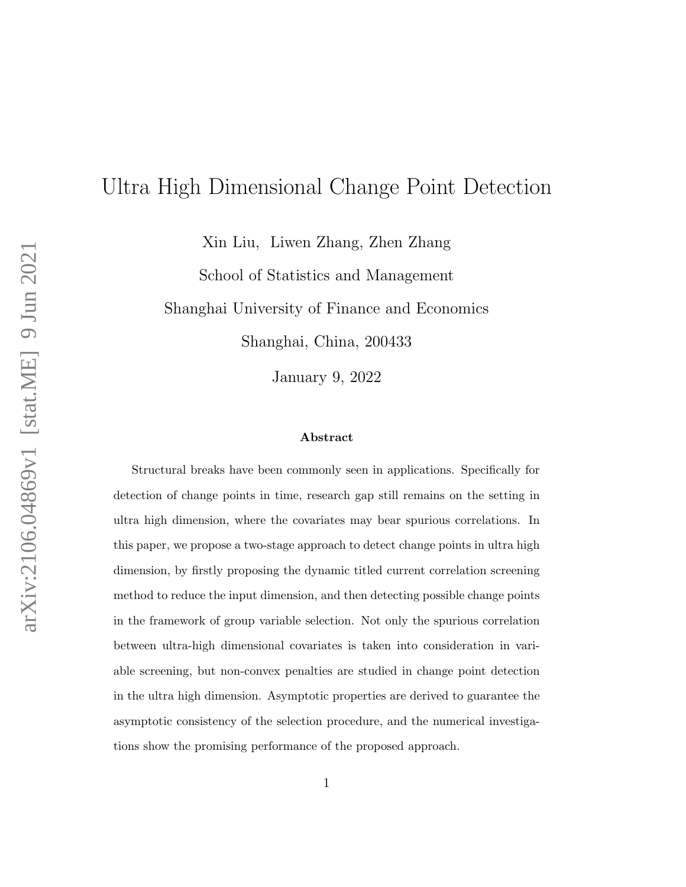# Ultra High Dimensional Change Point Detection

Xin Liu, Liwen Zhang, Zhen Zhang

School of Statistics and Management

Shanghai University of Finance and Economics

Shanghai, China, 200433

January 9, 2022

### Abstract

Structural breaks have been commonly seen in applications. Specifically for detection of change points in time, research gap still remains on the setting in ultra high dimension, where the covariates may bear spurious correlations. In this paper, we propose a two-stage approach to detect change points in ultra high dimension, by firstly proposing the dynamic titled current correlation screening method to reduce the input dimension, and then detecting possible change points in the framework of group variable selection. Not only the spurious correlation between ultra-high dimensional covariates is taken into consideration in variable screening, but non-convex penalties are studied in change point detection in the ultra high dimension. Asymptotic properties are derived to guarantee the asymptotic consistency of the selection procedure, and the numerical investigations show the promising performance of the proposed approach.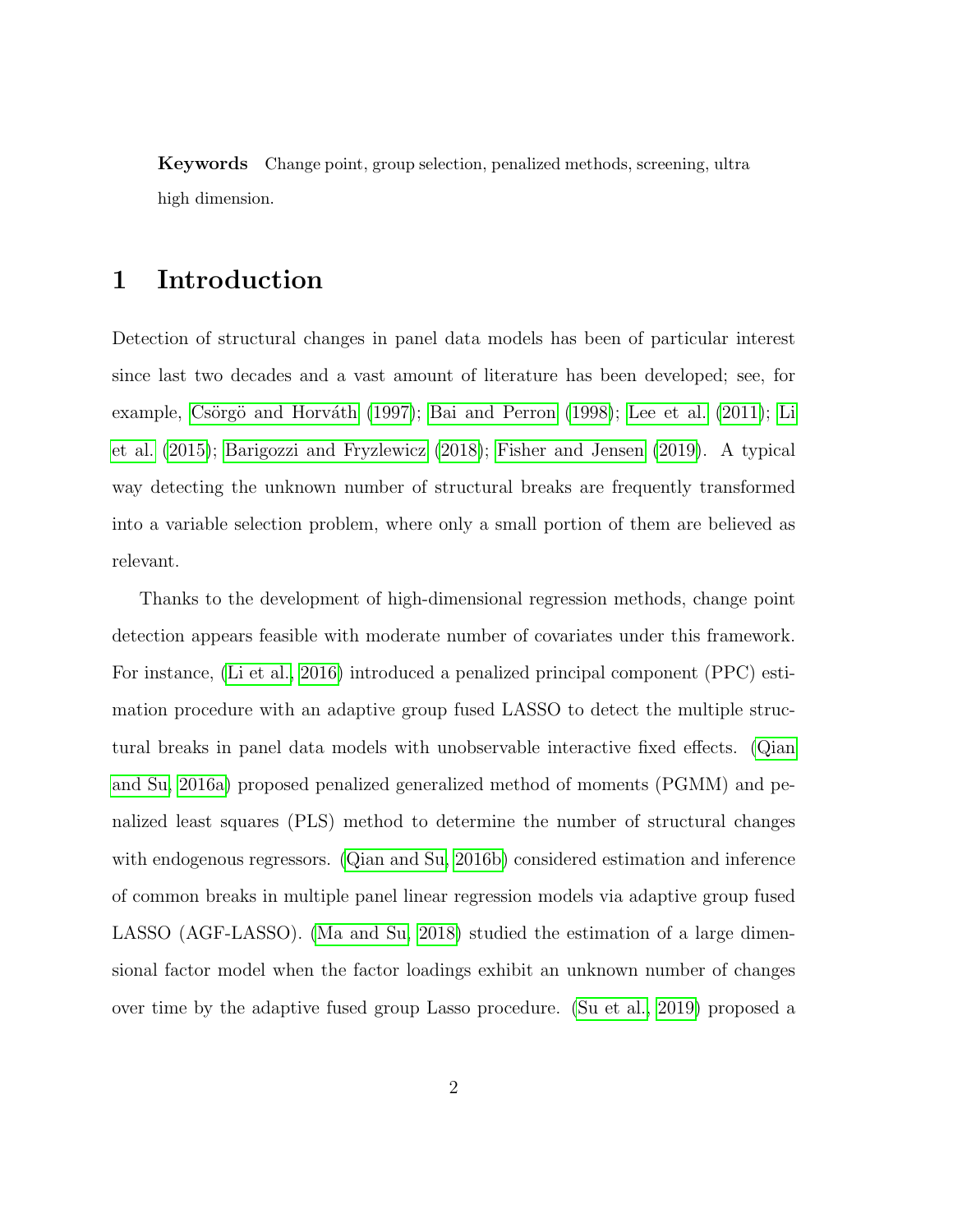**Keywords** Change point, group selection, penalized methods, screening, ultra high dimension.

# 1 Introduction

Detection of structural changes in panel data models has been of particular interest since last two decades and a vast amount of literature has been developed; see, for example, Csörgö and Horváth (1997); Bai and Perron (1998); Lee et al. (2011); Li et al. (2015); Barigozzi and Fryzlewicz (2018); Fisher and Jensen (2019). A typical way detecting the unknown number of structural breaks are frequently transformed into a variable selection problem, where only a small portion of them are believed as relevant.

Thanks to the development of high-dimensional regression methods, change point detection appears feasible with moderate number of covariates under this framework. For instance, (Li et al., 2016) introduced a penalized principal component (PPC) estimation procedure with an adaptive group fused LASSO to detect the multiple structural breaks in panel data models with unobservable interactive fixed effects. (Qian and Su, 2016a) proposed penalized generalized method of moments (PGMM) and penalized least squares (PLS) method to determine the number of structural changes with endogenous regressors. (Qian and Su, 2016b) considered estimation and inference of common breaks in multiple panel linear regression models via adaptive group fused LASSO (AGF-LASSO). (Ma and Su, 2018) studied the estimation of a large dimensional factor model when the factor loadings exhibit an unknown number of changes over time by the adaptive fused group Lasso procedure. (Su et al., 2019) proposed a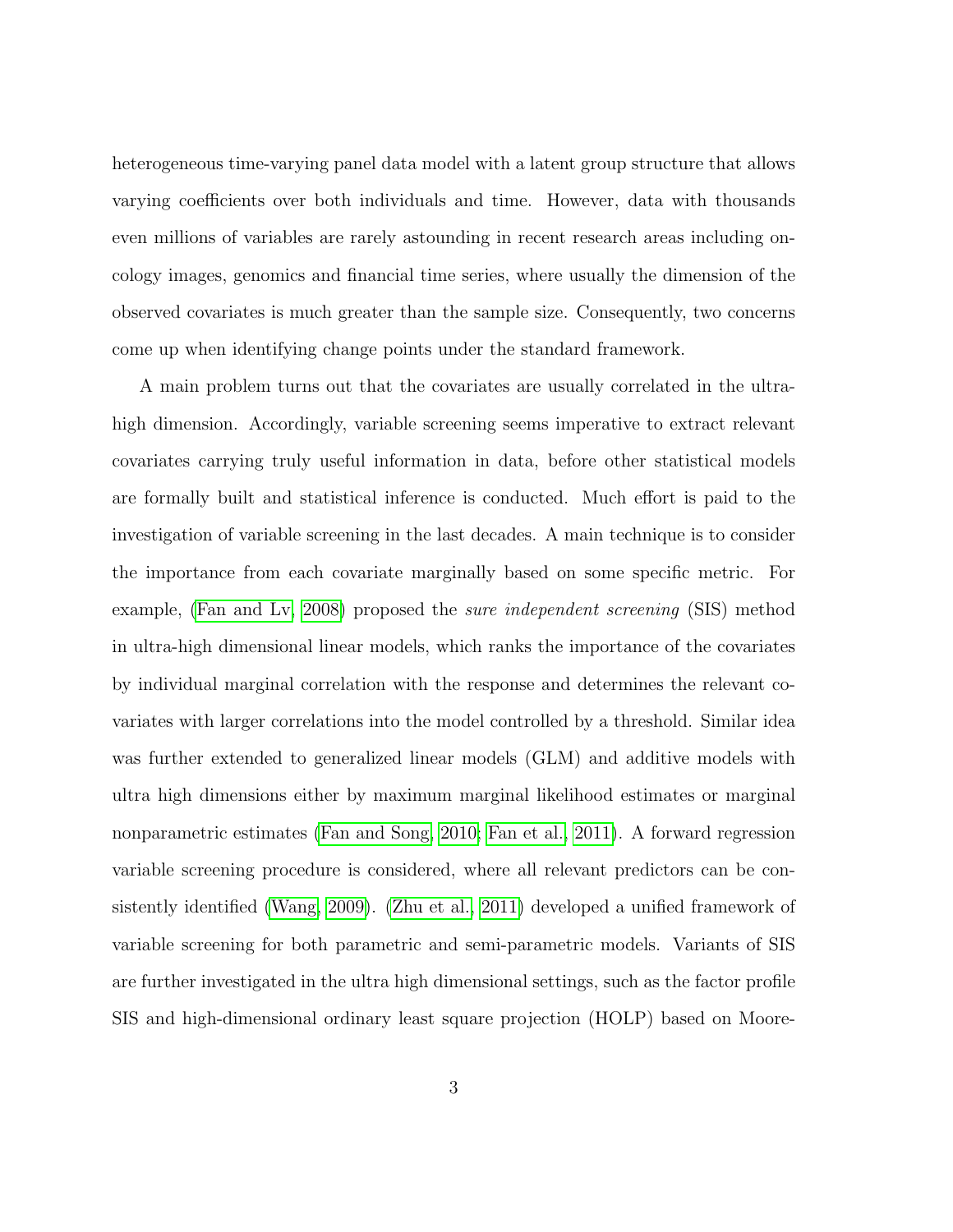heterogeneous time-varying panel data model with a latent group structure that allows varying coefficients over both individuals and time. However, data with thousands even millions of variables are rarely astounding in recent research areas including oncology images, genomics and financial time series, where usually the dimension of the observed covariates is much greater than the sample size. Consequently, two concerns come up when identifying change points under the standard framework.

A main problem turns out that the covariates are usually correlated in the ultra-high dimension. Accordingly, variable screening seems imperative to extract relevant covariates carrying truly useful information in data, before other statistical models are formally built and statistical inference is conducted. Much effort is paid to the investigation of variable screening in the last decades. A main technique is to consider the importance from each covariate marginally based on some specific metric. For example, (Fan and Lv, 2008) proposed the *sure independent screening* (SIS) method in ultra-high dimensional linear models, which ranks the importance of the covariates by individual marginal correlation with the response and determines the relevant covariates with larger correlations into the model controlled by a threshold. Similar idea was further extended to generalized linear models (GLM) and additive models with ultra high dimensions either by maximum marginal likelihood estimates or marginal nonparametric estimates (Fan and Song, 2010; Fan et al., 2011). A forward regression variable screening procedure is considered, where all relevant predictors can be consistently identified (Wang, 2009). (Zhu et al., 2011) developed a unified framework of variable screening for both parametric and semi-parametric models. Variants of SIS are further investigated in the ultra high dimensional settings, such as the factor profile SIS and high-dimensional ordinary least square projection (HOLP) based on Moore-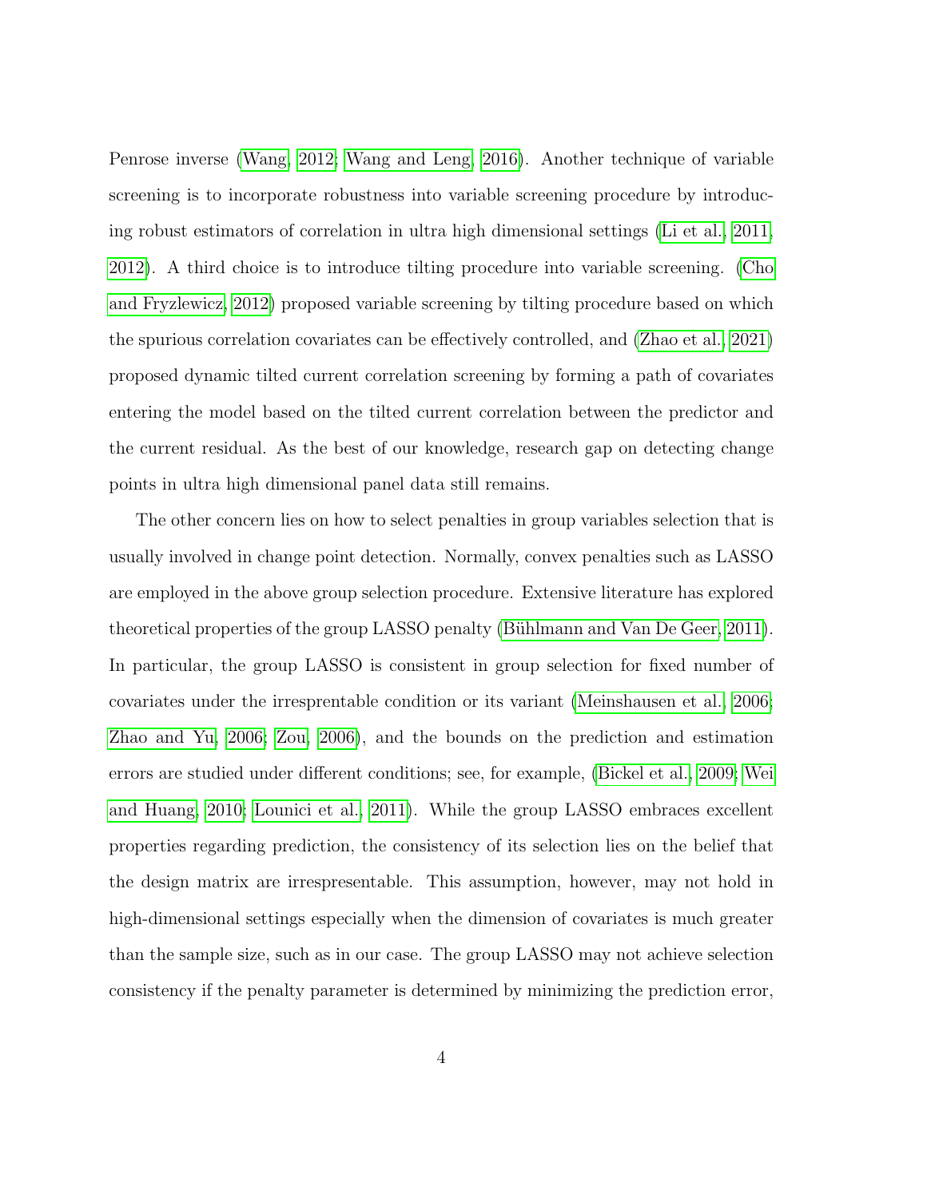Penrose inverse (Wang, 2012; Wang and Leng, 2016). Another technique of variable screening is to incorporate robustness into variable screening procedure by introducing robust estimators of correlation in ultra high dimensional settings (Li et al., 2011, 2012). A third choice is to introduce tilting procedure into variable screening. (Cho and Fryzlewicz, 2012) proposed variable screening by tilting procedure based on which the spurious correlation covariates can be effectively controlled, and (Zhao et al., 2021) proposed dynamic tilted current correlation screening by forming a path of covariates entering the model based on the tilted current correlation between the predictor and the current residual. As the best of our knowledge, research gap on detecting change points in ultra high dimensional panel data still remains.

The other concern lies on how to select penalties in group variables selection that is usually involved in change point detection. Normally, convex penalties such as LASSO are employed in the above group selection procedure. Extensive literature has explored theoretical properties of the group LASSO penalty (Bühlmann and Van De Geer, 2011). In particular, the group LASSO is consistent in group selection for fixed number of covariates under the irresprentable condition or its variant (Meinshausen et al., 2006; Zhao and Yu, 2006; Zou, 2006), and the bounds on the prediction and estimation errors are studied under different conditions; see, for example, (Bickel et al., 2009; Wei and Huang, 2010; Lounici et al., 2011). While the group LASSO embraces excellent properties regarding prediction, the consistency of its selection lies on the belief that the design matrix are irresprentable. This assumption, however, may not hold in high-dimensional settings especially when the dimension of covariates is much greater than the sample size, such as in our case. The group LASSO may not achieve selection consistency if the penalty parameter is determined by minimizing the prediction error,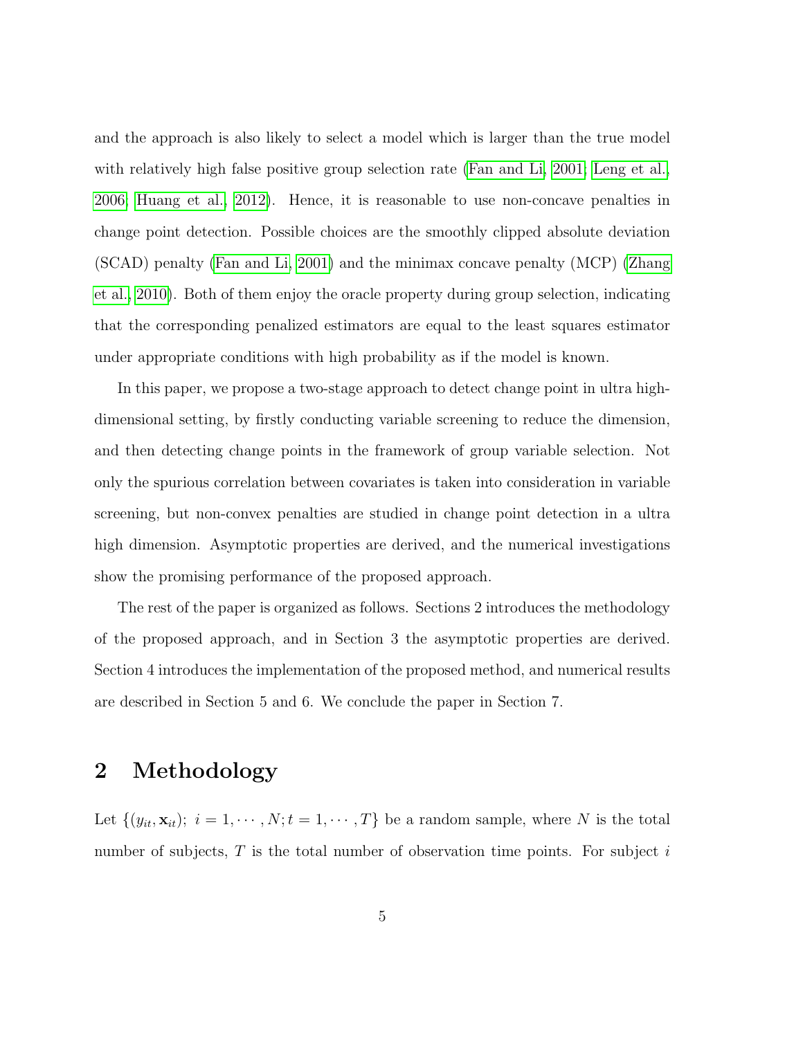and the approach is also likely to select a model which is larger than the true model with relatively high false positive group selection rate (Fan and Li, 2001; Leng et al., 2006; Huang et al., 2012). Hence, it is reasonable to use non-concave penalties in change point detection. Possible choices are the smoothly clipped absolute deviation (SCAD) penalty (Fan and Li, 2001) and the minimax concave penalty (MCP) (Zhang et al., 2010). Both of them enjoy the oracle property during group selection, indicating that the corresponding penalized estimators are equal to the least squares estimator under appropriate conditions with high probability as if the model is known.

In this paper, we propose a two-stage approach to detect change point in ultra high-dimensional setting, by firstly conducting variable screening to reduce the dimension, and then detecting change points in the framework of group variable selection. Not only the spurious correlation between covariates is taken into consideration in variable screening, but non-convex penalties are studied in change point detection in a ultra high dimension. Asymptotic properties are derived, and the numerical investigations show the promising performance of the proposed approach.

The rest of the paper is organized as follows. Sections 2 introduces the methodology of the proposed approach, and in Section 3 the asymptotic properties are derived. Section 4 introduces the implementation of the proposed method, and numerical results are described in Section 5 and 6. We conclude the paper in Section 7.

## 2 Methodology

Let $\{(y_{it}, \mathbf{x}_{it});\ i = 1, \cdots, N; t = 1, \cdots, T\}$ be a random sample, where $N$ is the total number of subjects, $T$ is the total number of observation time points. For subject $i$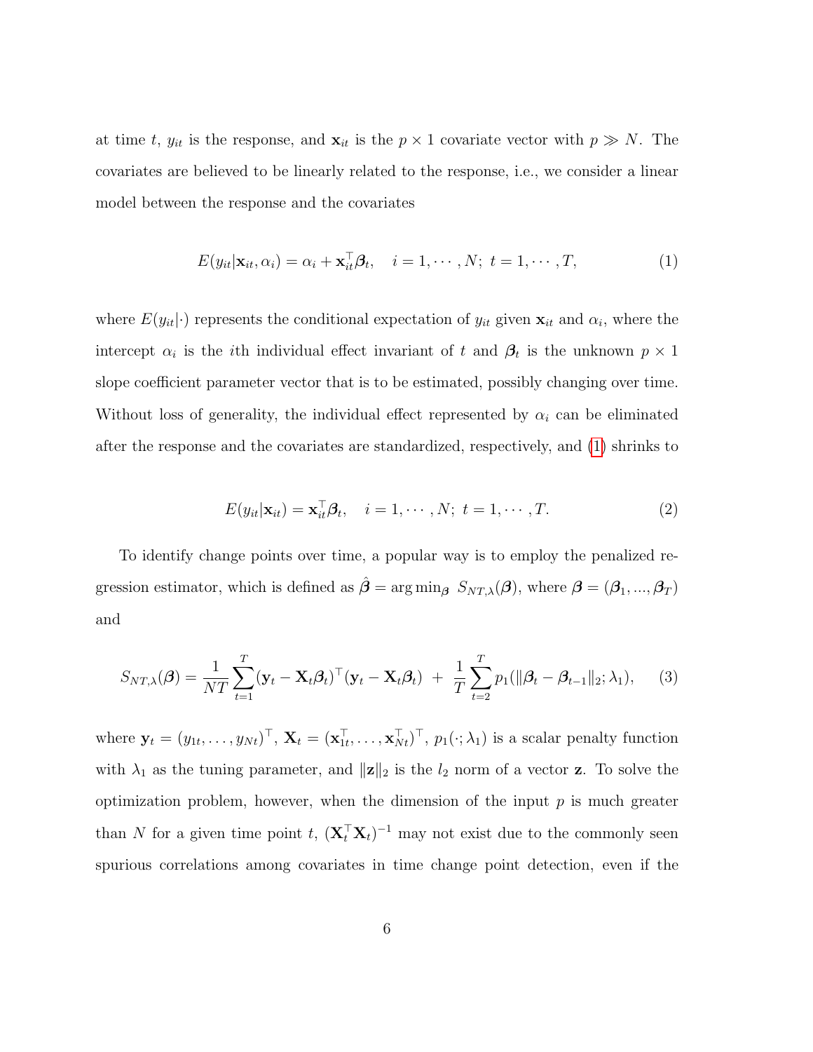at time $t$, $y_{it}$ is the response, and $\mathbf{x}_{it}$ is the $p \times 1$ covariate vector with $p \gg N$. The covariates are believed to be linearly related to the response, i.e., we consider a linear model between the response and the covariates

$$E(y_{it}|\mathbf{x}_{it}, \alpha_i) = \alpha_i + \mathbf{x}_{it}^\top \boldsymbol{\beta}_t, \quad i = 1, \cdots, N;\ t = 1, \cdots, T, \tag{1}$$

where $E(y_{it}|\cdot)$ represents the conditional expectation of $y_{it}$ given $\mathbf{x}_{it}$ and $\alpha_i$, where the intercept $\alpha_i$ is the $i$th individual effect invariant of $t$ and $\boldsymbol{\beta}_t$ is the unknown $p \times 1$ slope coefficient parameter vector that is to be estimated, possibly changing over time. Without loss of generality, the individual effect represented by $\alpha_i$ can be eliminated after the response and the covariates are standardized, respectively, and (1) shrinks to

$$E(y_{it}|\mathbf{x}_{it}) = \mathbf{x}_{it}^\top \boldsymbol{\beta}_t, \quad i = 1, \cdots, N;\ t = 1, \cdots, T. \tag{2}$$

To identify change points over time, a popular way is to employ the penalized regression estimator, which is defined as $\hat{\boldsymbol{\beta}} = \arg\min_{\boldsymbol{\beta}}\ S_{NT,\lambda}(\boldsymbol{\beta})$, where $\boldsymbol{\beta} = (\boldsymbol{\beta}_1, ..., \boldsymbol{\beta}_T)$ and

$$S_{NT,\lambda}(\boldsymbol{\beta}) = \frac{1}{NT}\sum_{t=1}^{T}(\mathbf{y}_t - \mathbf{X}_t\boldsymbol{\beta}_t)^\top(\mathbf{y}_t - \mathbf{X}_t\boldsymbol{\beta}_t) \ + \ \frac{1}{T}\sum_{t=2}^{T} p_1(\|\boldsymbol{\beta}_t - \boldsymbol{\beta}_{t-1}\|_2; \lambda_1), \tag{3}$$

where $\mathbf{y}_t = (y_{1t}, \ldots, y_{Nt})^\top$, $\mathbf{X}_t = (\mathbf{x}_{1t}^\top, \ldots, \mathbf{x}_{Nt}^\top)^\top$, $p_1(\cdot; \lambda_1)$ is a scalar penalty function with $\lambda_1$ as the tuning parameter, and $\|\mathbf{z}\|_2$ is the $l_2$ norm of a vector $\mathbf{z}$. To solve the optimization problem, however, when the dimension of the input $p$ is much greater than $N$ for a given time point $t$, $(\mathbf{X}_t^\top \mathbf{X}_t)^{-1}$ may not exist due to the commonly seen spurious correlations among covariates in time change point detection, even if the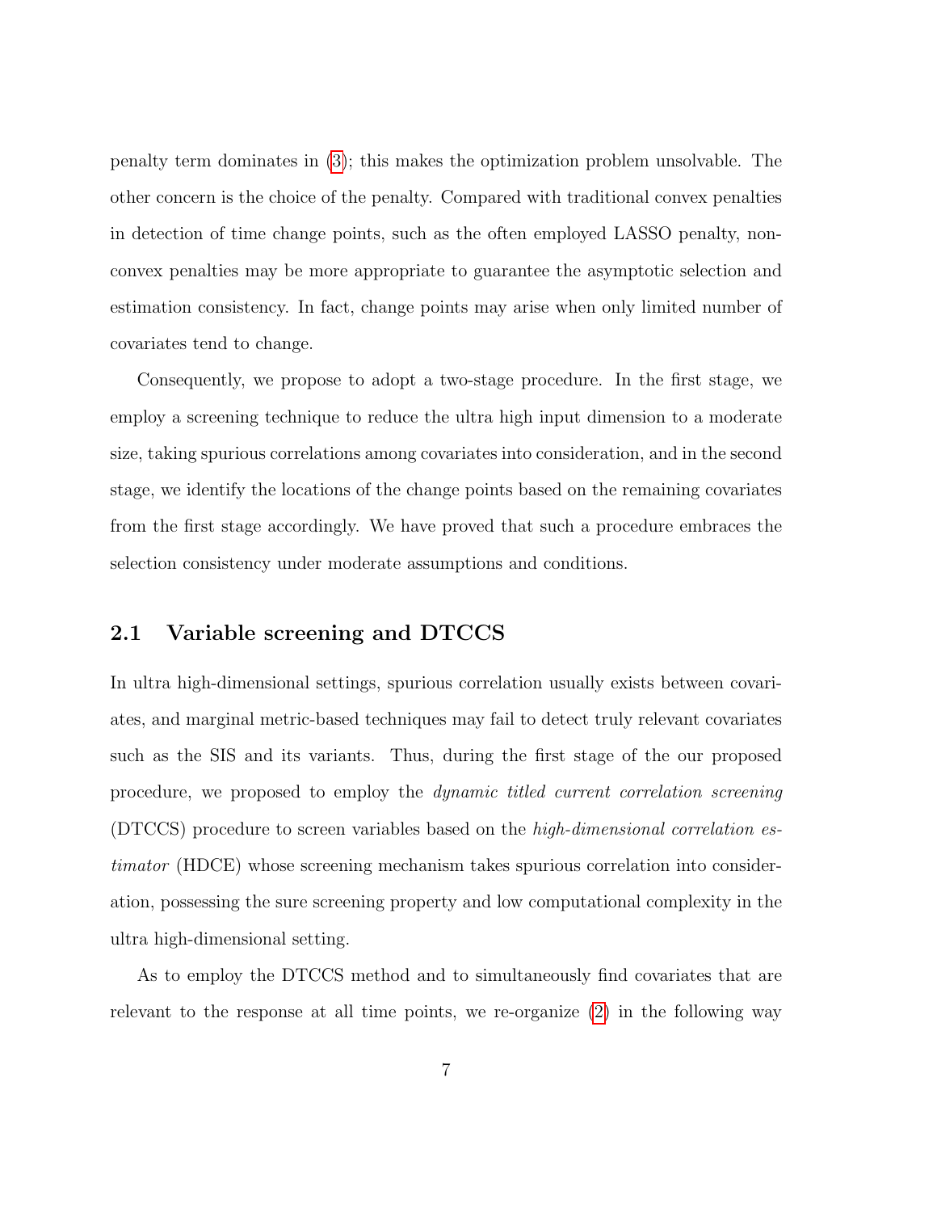penalty term dominates in (3); this makes the optimization problem unsolvable. The other concern is the choice of the penalty. Compared with traditional convex penalties in detection of time change points, such as the often employed LASSO penalty, non-convex penalties may be more appropriate to guarantee the asymptotic selection and estimation consistency. In fact, change points may arise when only limited number of covariates tend to change.

Consequently, we propose to adopt a two-stage procedure. In the first stage, we employ a screening technique to reduce the ultra high input dimension to a moderate size, taking spurious correlations among covariates into consideration, and in the second stage, we identify the locations of the change points based on the remaining covariates from the first stage accordingly. We have proved that such a procedure embraces the selection consistency under moderate assumptions and conditions.

## 2.1 Variable screening and DTCCS

In ultra high-dimensional settings, spurious correlation usually exists between covariates, and marginal metric-based techniques may fail to detect truly relevant covariates such as the SIS and its variants. Thus, during the first stage of the our proposed procedure, we proposed to employ the *dynamic titled current correlation screening* (DTCCS) procedure to screen variables based on the *high-dimensional correlation estimator* (HDCE) whose screening mechanism takes spurious correlation into consideration, possessing the sure screening property and low computational complexity in the ultra high-dimensional setting.

As to employ the DTCCS method and to simultaneously find covariates that are relevant to the response at all time points, we re-organize (2) in the following way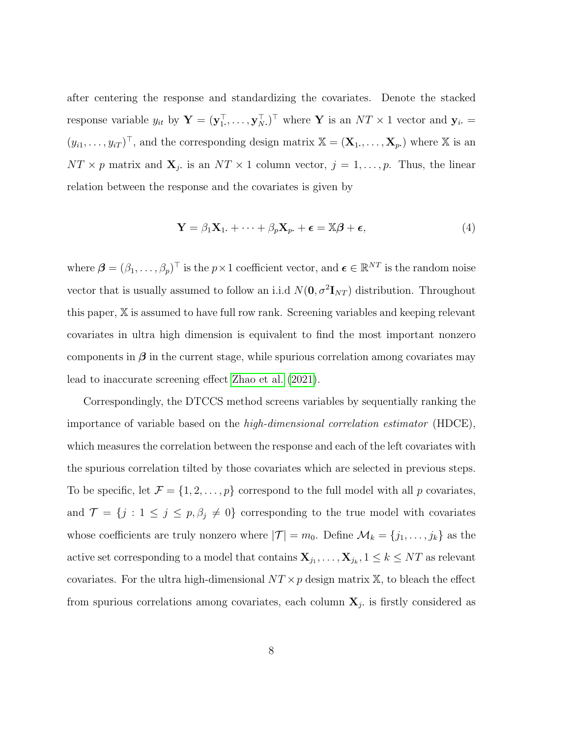after centering the response and standardizing the covariates. Denote the stacked response variable $y_{it}$ by $\mathbf{Y} = (\mathbf{y}_{1\cdot}^{\top}, \ldots, \mathbf{y}_{N\cdot}^{\top})^{\top}$ where $\mathbf{Y}$ is an $NT \times 1$ vector and $\mathbf{y}_{i\cdot} = (y_{i1}, \ldots, y_{iT})^{\top}$, and the corresponding design matrix $\mathbb{X} = (\mathbf{X}_{1\cdot}, \ldots, \mathbf{X}_{p\cdot})$ where $\mathbb{X}$ is an $NT \times p$ matrix and $\mathbf{X}_{j\cdot}$ is an $NT \times 1$ column vector, $j = 1, \ldots, p$. Thus, the linear relation between the response and the covariates is given by

$$\mathbf{Y} = \beta_1 \mathbf{X}_{1\cdot} + \cdots + \beta_p \mathbf{X}_{p\cdot} + \boldsymbol{\epsilon} = \mathbb{X}\boldsymbol{\beta} + \boldsymbol{\epsilon}, \tag{4}$$

where $\boldsymbol{\beta} = (\beta_1, \ldots, \beta_p)^{\top}$ is the $p \times 1$ coefficient vector, and $\boldsymbol{\epsilon} \in \mathbb{R}^{NT}$ is the random noise vector that is usually assumed to follow an i.i.d $N(\mathbf{0}, \sigma^2 \mathbf{I}_{NT})$ distribution. Throughout this paper, $\mathbb{X}$ is assumed to have full row rank. Screening variables and keeping relevant covariates in ultra high dimension is equivalent to find the most important nonzero components in $\boldsymbol{\beta}$ in the current stage, while spurious correlation among covariates may lead to inaccurate screening effect Zhao et al. (2021).

Correspondingly, the DTCCS method screens variables by sequentially ranking the importance of variable based on the *high-dimensional correlation estimator* (HDCE), which measures the correlation between the response and each of the left covariates with the spurious correlation tilted by those covariates which are selected in previous steps. To be specific, let $\mathcal{F} = \{1, 2, \ldots, p\}$ correspond to the full model with all $p$ covariates, and $\mathcal{T} = \{j : 1 \leq j \leq p, \beta_j \neq 0\}$ corresponding to the true model with covariates whose coefficients are truly nonzero where $|\mathcal{T}| = m_0$. Define $\mathcal{M}_k = \{j_1, \ldots, j_k\}$ as the active set corresponding to a model that contains $\mathbf{X}_{j_1}, \ldots, \mathbf{X}_{j_k}, 1 \leq k \leq NT$ as relevant covariates. For the ultra high-dimensional $NT \times p$ design matrix $\mathbb{X}$, to bleach the effect from spurious correlations among covariates, each column $\mathbf{X}_{j\cdot}$ is firstly considered as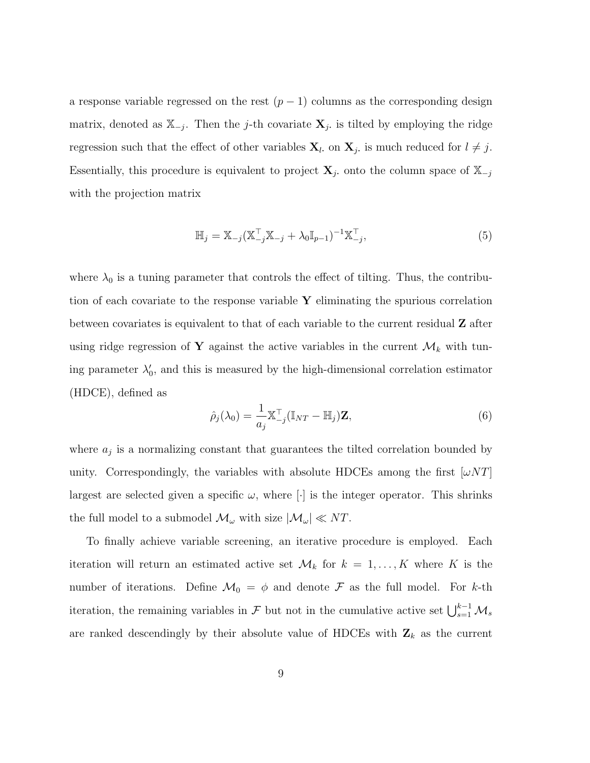a response variable regressed on the rest $(p-1)$ columns as the corresponding design matrix, denoted as $\mathbb{X}_{-j}$. Then the $j$-th covariate $\mathbf{X}_{j\cdot}$ is tilted by employing the ridge regression such that the effect of other variables $\mathbf{X}_{l\cdot}$ on $\mathbf{X}_{j\cdot}$ is much reduced for $l \neq j$. Essentially, this procedure is equivalent to project $\mathbf{X}_{j\cdot}$ onto the column space of $\mathbb{X}_{-j}$ with the projection matrix

$$\mathbb{H}_j = \mathbb{X}_{-j}(\mathbb{X}_{-j}^\top \mathbb{X}_{-j} + \lambda_0 \mathbb{I}_{p-1})^{-1} \mathbb{X}_{-j}^\top, \tag{5}$$

where $\lambda_0$ is a tuning parameter that controls the effect of tilting. Thus, the contribution of each covariate to the response variable $\mathbf{Y}$ eliminating the spurious correlation between covariates is equivalent to that of each variable to the current residual $\mathbf{Z}$ after using ridge regression of $\mathbf{Y}$ against the active variables in the current $\mathcal{M}_k$ with tuning parameter $\lambda_0'$, and this is measured by the high-dimensional correlation estimator (HDCE), defined as

$$\hat{\rho}_j(\lambda_0) = \frac{1}{a_j} \mathbb{X}_{-j}^\top (\mathbb{I}_{NT} - \mathbb{H}_j) \mathbf{Z}, \tag{6}$$

where $a_j$ is a normalizing constant that guarantees the tilted correlation bounded by unity. Correspondingly, the variables with absolute HDCEs among the first $[\omega NT]$ largest are selected given a specific $\omega$, where $[\cdot]$ is the integer operator. This shrinks the full model to a submodel $\mathcal{M}_\omega$ with size $|\mathcal{M}_\omega| \ll NT$.

To finally achieve variable screening, an iterative procedure is employed. Each iteration will return an estimated active set $\mathcal{M}_k$ for $k = 1, \ldots, K$ where $K$ is the number of iterations. Define $\mathcal{M}_0 = \phi$ and denote $\mathcal{F}$ as the full model. For $k$-th iteration, the remaining variables in $\mathcal{F}$ but not in the cumulative active set $\bigcup_{s=1}^{k-1} \mathcal{M}_s$ are ranked descendingly by their absolute value of HDCEs with $\mathbf{Z}_k$ as the current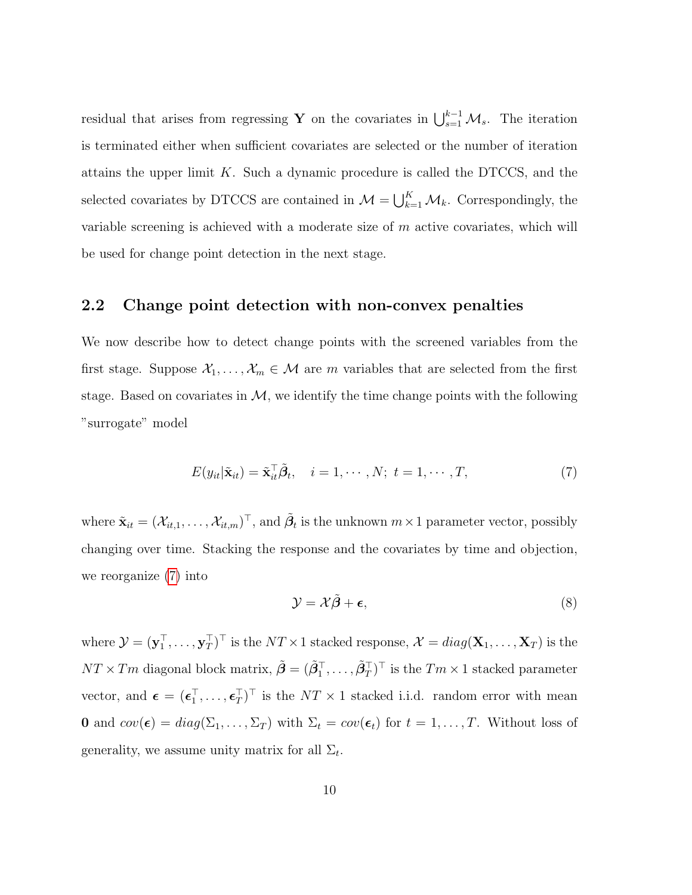residual that arises from regressing $\mathbf{Y}$ on the covariates in $\bigcup_{s=1}^{k-1} \mathcal{M}_s$. The iteration is terminated either when sufficient covariates are selected or the number of iteration attains the upper limit $K$. Such a dynamic procedure is called the DTCCS, and the selected covariates by DTCCS are contained in $\mathcal{M} = \bigcup_{k=1}^{K} \mathcal{M}_k$. Correspondingly, the variable screening is achieved with a moderate size of $m$ active covariates, which will be used for change point detection in the next stage.

## 2.2 Change point detection with non-convex penalties

We now describe how to detect change points with the screened variables from the first stage. Suppose $\mathcal{X}_1, \ldots, \mathcal{X}_m \in \mathcal{M}$ are $m$ variables that are selected from the first stage. Based on covariates in $\mathcal{M}$, we identify the time change points with the following "surrogate" model

$$
E(y_{it}|\tilde{\mathbf{x}}_{it}) = \tilde{\mathbf{x}}_{it}^{\top} \tilde{\boldsymbol{\beta}}_t, \quad i = 1, \cdots, N;\ t = 1, \cdots, T, \tag{7}
$$

where $\tilde{\mathbf{x}}_{it} = (\mathcal{X}_{it,1}, \ldots, \mathcal{X}_{it,m})^{\top}$, and $\tilde{\boldsymbol{\beta}}_t$ is the unknown $m \times 1$ parameter vector, possibly changing over time. Stacking the response and the covariates by time and objection, we reorganize (7) into

$$
\mathcal{Y} = \mathcal{X} \tilde{\boldsymbol{\beta}} + \boldsymbol{\epsilon}, \tag{8}
$$

where $\mathcal{Y} = (\mathbf{y}_1^{\top}, \ldots, \mathbf{y}_T^{\top})^{\top}$ is the $NT \times 1$ stacked response, $\mathcal{X} = diag(\mathbf{X}_1, \ldots, \mathbf{X}_T)$ is the $NT \times Tm$ diagonal block matrix, $\tilde{\boldsymbol{\beta}} = (\tilde{\boldsymbol{\beta}}_1^{\top}, \ldots, \tilde{\boldsymbol{\beta}}_T^{\top})^{\top}$ is the $Tm \times 1$ stacked parameter vector, and $\boldsymbol{\epsilon} = (\boldsymbol{\epsilon}_1^{\top}, \ldots, \boldsymbol{\epsilon}_T^{\top})^{\top}$ is the $NT \times 1$ stacked i.i.d. random error with mean $\mathbf{0}$ and $cov(\boldsymbol{\epsilon}) = diag(\Sigma_1, \ldots, \Sigma_T)$ with $\Sigma_t = cov(\boldsymbol{\epsilon}_t)$ for $t = 1, \ldots, T$. Without loss of generality, we assume unity matrix for all $\Sigma_t$.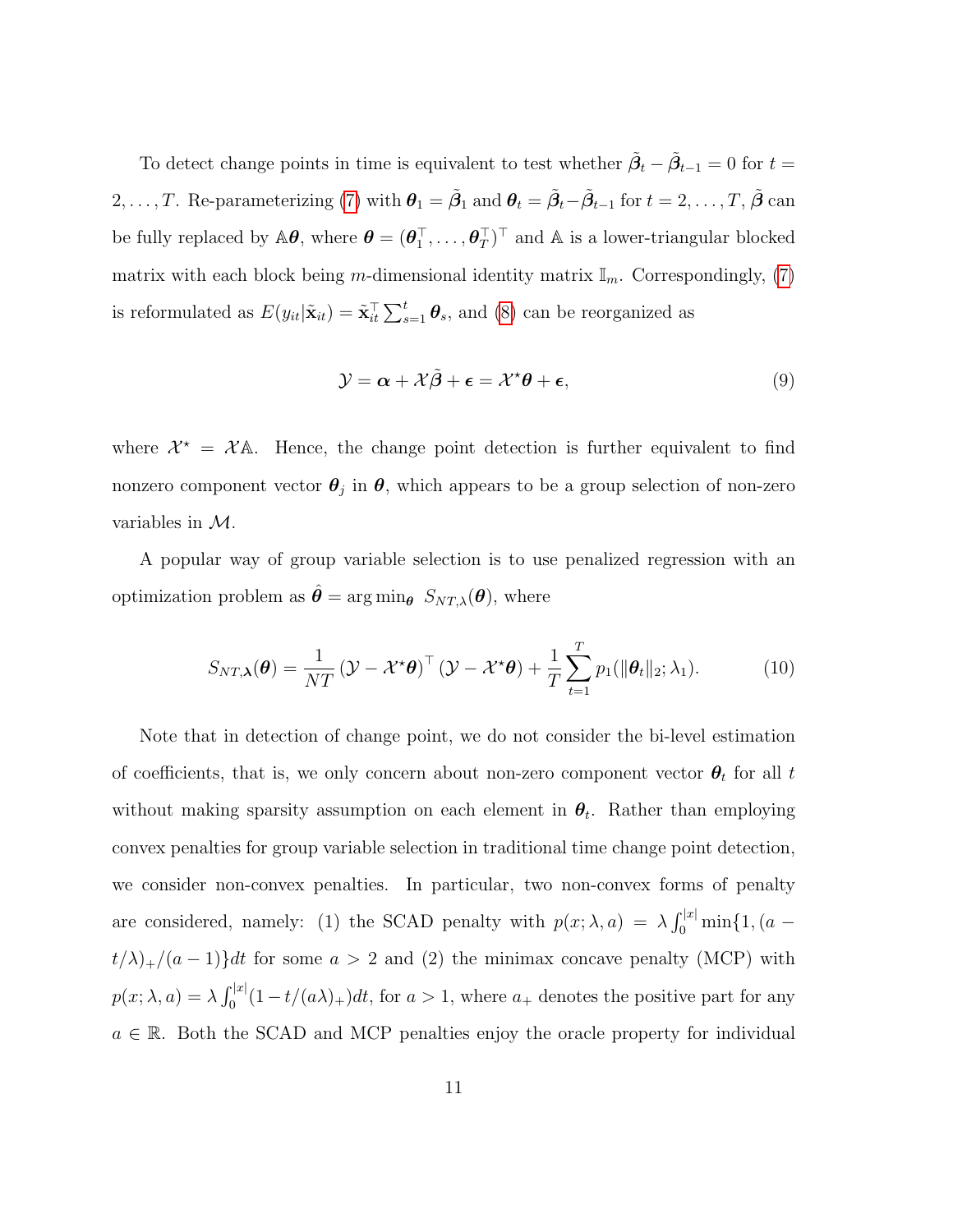To detect change points in time is equivalent to test whether $\tilde{\boldsymbol{\beta}}_t - \tilde{\boldsymbol{\beta}}_{t-1} = 0$ for $t = 2, \ldots, T$. Re-parameterizing (7) with $\boldsymbol{\theta}_1 = \tilde{\boldsymbol{\beta}}_1$ and $\boldsymbol{\theta}_t = \tilde{\boldsymbol{\beta}}_t - \tilde{\boldsymbol{\beta}}_{t-1}$ for $t = 2, \ldots, T$, $\tilde{\boldsymbol{\beta}}$ can be fully replaced by $\mathbb{A}\boldsymbol{\theta}$, where $\boldsymbol{\theta} = (\boldsymbol{\theta}_1^\top, \ldots, \boldsymbol{\theta}_T^\top)^\top$ and $\mathbb{A}$ is a lower-triangular blocked matrix with each block being $m$-dimensional identity matrix $\mathbb{I}_m$. Correspondingly, (7) is reformulated as $E(y_{it}|\tilde{\mathbf{x}}_{it}) = \tilde{\mathbf{x}}_{it}^\top \sum_{s=1}^{t} \boldsymbol{\theta}_s$, and (8) can be reorganized as

$$\mathcal{Y} = \boldsymbol{\alpha} + \mathcal{X}\tilde{\boldsymbol{\beta}} + \boldsymbol{\epsilon} = \mathcal{X}^\star \boldsymbol{\theta} + \boldsymbol{\epsilon}, \tag{9}$$

where $\mathcal{X}^\star = \mathcal{X}\mathbb{A}$. Hence, the change point detection is further equivalent to find nonzero component vector $\boldsymbol{\theta}_j$ in $\boldsymbol{\theta}$, which appears to be a group selection of non-zero variables in $\mathcal{M}$.

A popular way of group variable selection is to use penalized regression with an optimization problem as $\hat{\boldsymbol{\theta}} = \arg\min_{\boldsymbol{\theta}} \ S_{NT,\lambda}(\boldsymbol{\theta})$, where

$$S_{NT,\boldsymbol{\lambda}}(\boldsymbol{\theta}) = \frac{1}{NT} \left(\mathcal{Y} - \mathcal{X}^\star \boldsymbol{\theta}\right)^\top \left(\mathcal{Y} - \mathcal{X}^\star \boldsymbol{\theta}\right) + \frac{1}{T} \sum_{t=1}^{T} p_1(\|\boldsymbol{\theta}_t\|_2; \lambda_1). \tag{10}$$

Note that in detection of change point, we do not consider the bi-level estimation of coefficients, that is, we only concern about non-zero component vector $\boldsymbol{\theta}_t$ for all $t$ without making sparsity assumption on each element in $\boldsymbol{\theta}_t$. Rather than employing convex penalties for group variable selection in traditional time change point detection, we consider non-convex penalties. In particular, two non-convex forms of penalty are considered, namely: (1) the SCAD penalty with $p(x; \lambda, a) = \lambda \int_0^{|x|} \min\{1, (a - t/\lambda)_+/(a-1)\} dt$ for some $a > 2$ and (2) the minimax concave penalty (MCP) with $p(x; \lambda, a) = \lambda \int_0^{|x|} (1 - t/(a\lambda)_+) dt$, for $a > 1$, where $a_+$ denotes the positive part for any $a \in \mathbb{R}$. Both the SCAD and MCP penalties enjoy the oracle property for individual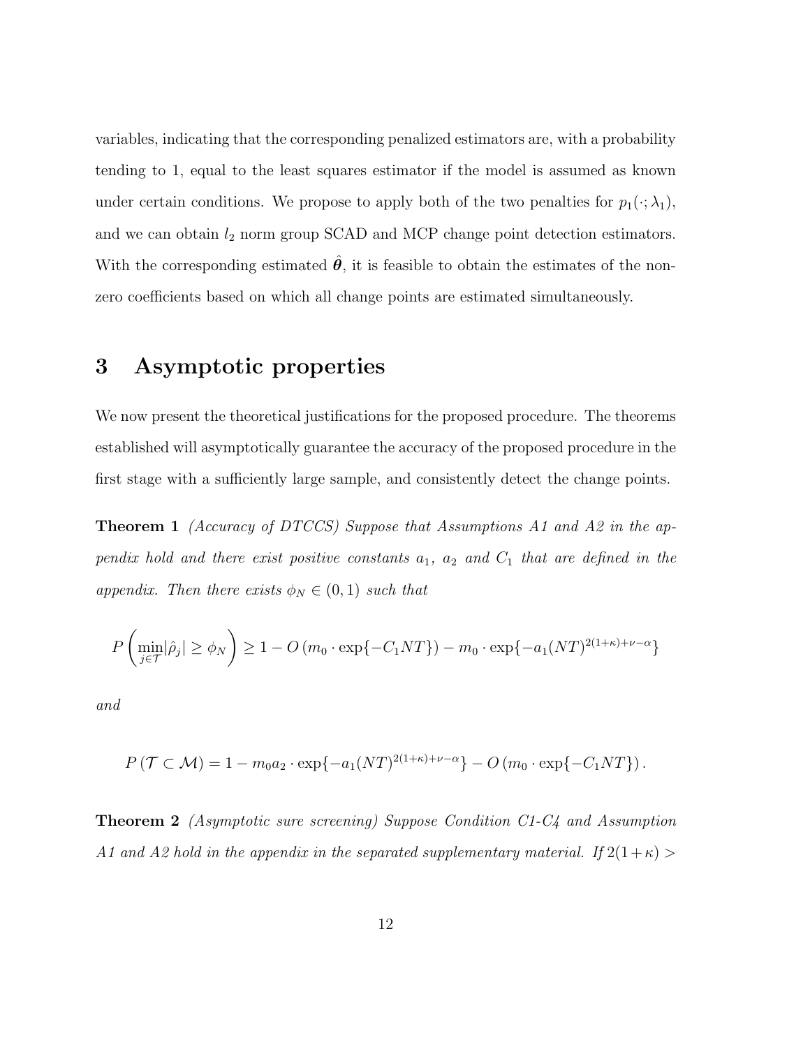variables, indicating that the corresponding penalized estimators are, with a probability tending to 1, equal to the least squares estimator if the model is assumed as known under certain conditions. We propose to apply both of the two penalties for $p_1(\cdot; \lambda_1)$, and we can obtain $l_2$ norm group SCAD and MCP change point detection estimators. With the corresponding estimated $\hat{\boldsymbol{\theta}}$, it is feasible to obtain the estimates of the non-zero coefficients based on which all change points are estimated simultaneously.

# 3 Asymptotic properties

We now present the theoretical justifications for the proposed procedure. The theorems established will asymptotically guarantee the accuracy of the proposed procedure in the first stage with a sufficiently large sample, and consistently detect the change points.

**Theorem 1** *(Accuracy of DTCCS) Suppose that Assumptions A1 and A2 in the appendix hold and there exist positive constants $a_1$, $a_2$ and $C_1$ that are defined in the appendix. Then there exists $\phi_N \in (0, 1)$ such that*

$$P\left(\min_{j \in \mathcal{T}} |\hat{\rho}_j| \geq \phi_N\right) \geq 1 - O\left(m_0 \cdot \exp\{-C_1 NT\}\right) - m_0 \cdot \exp\{-a_1 (NT)^{2(1+\kappa)+\nu-\alpha}\}$$

*and*

$$P\left(\mathcal{T} \subset \mathcal{M}\right) = 1 - m_0 a_2 \cdot \exp\{-a_1 (NT)^{2(1+\kappa)+\nu-\alpha}\} - O\left(m_0 \cdot \exp\{-C_1 NT\}\right).$$

**Theorem 2** *(Asymptotic sure screening) Suppose Condition C1-C4 and Assumption A1 and A2 hold in the appendix in the separated supplementary material. If $2(1+\kappa) >$*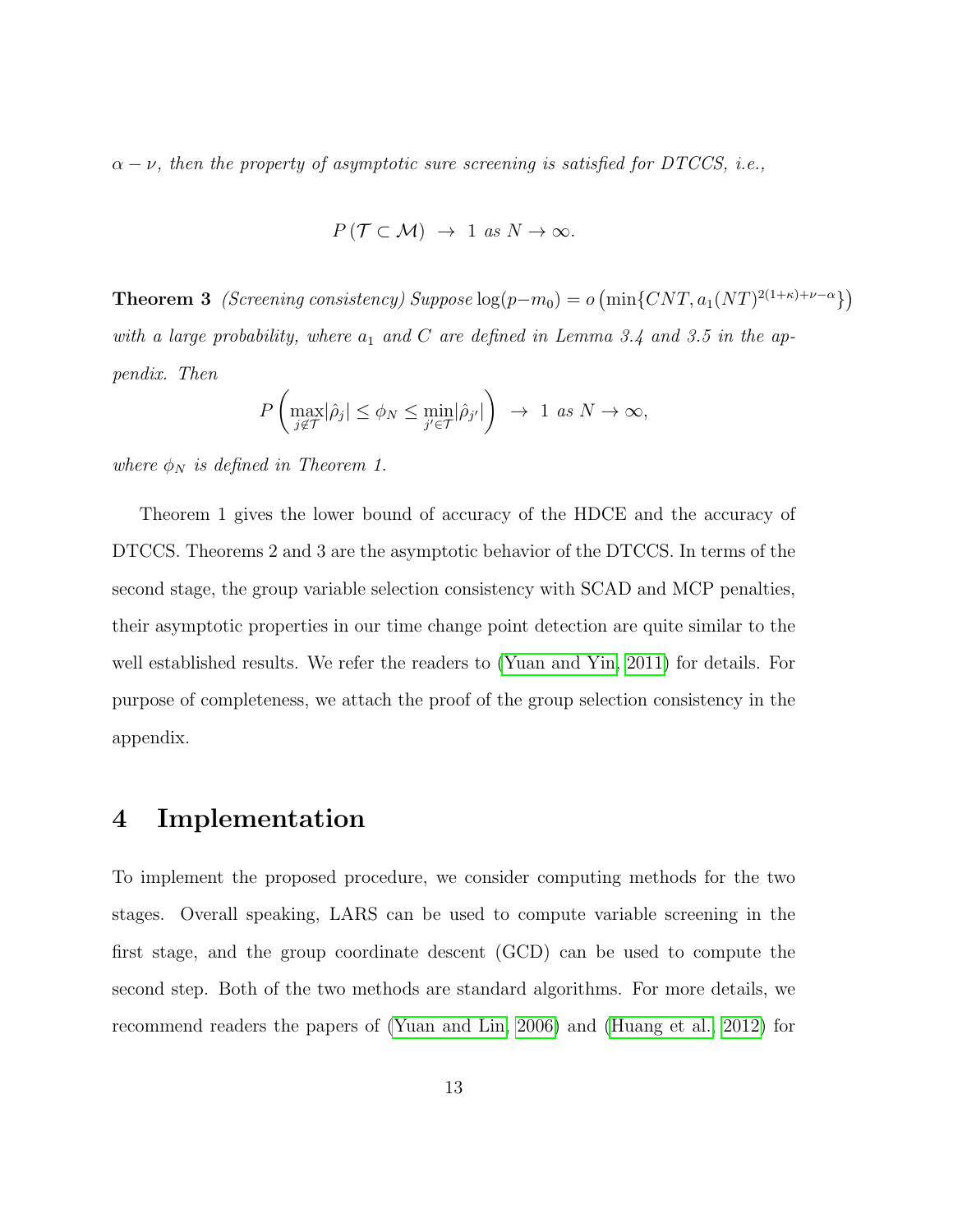*$\alpha - \nu$, then the property of asymptotic sure screening is satisfied for DTCCS, i.e.,*

$$P(\mathcal{T} \subset \mathcal{M}) \rightarrow 1 \text{ as } N \rightarrow \infty.$$

**Theorem 3** *(Screening consistency) Suppose $\log(p - m_0) = o\left(\min\{CNT, a_1(NT)^{2(1+\kappa)+\nu-\alpha}\}\right)$ with a large probability, where $a_1$ and $C$ are defined in Lemma 3.4 and 3.5 in the appendix. Then*

$$P\left(\max_{j \notin \mathcal{T}} |\hat{\rho}_j| \leq \phi_N \leq \min_{j' \in \mathcal{T}} |\hat{\rho}_{j'}|\right) \rightarrow 1 \text{ as } N \rightarrow \infty,$$

*where $\phi_N$ is defined in Theorem 1.*

Theorem 1 gives the lower bound of accuracy of the HDCE and the accuracy of DTCCS. Theorems 2 and 3 are the asymptotic behavior of the DTCCS. In terms of the second stage, the group variable selection consistency with SCAD and MCP penalties, their asymptotic properties in our time change point detection are quite similar to the well established results. We refer the readers to (Yuan and Yin, 2011) for details. For purpose of completeness, we attach the proof of the group selection consistency in the appendix.

# 4 Implementation

To implement the proposed procedure, we consider computing methods for the two stages. Overall speaking, LARS can be used to compute variable screening in the first stage, and the group coordinate descent (GCD) can be used to compute the second step. Both of the two methods are standard algorithms. For more details, we recommend readers the papers of (Yuan and Lin, 2006) and (Huang et al., 2012) for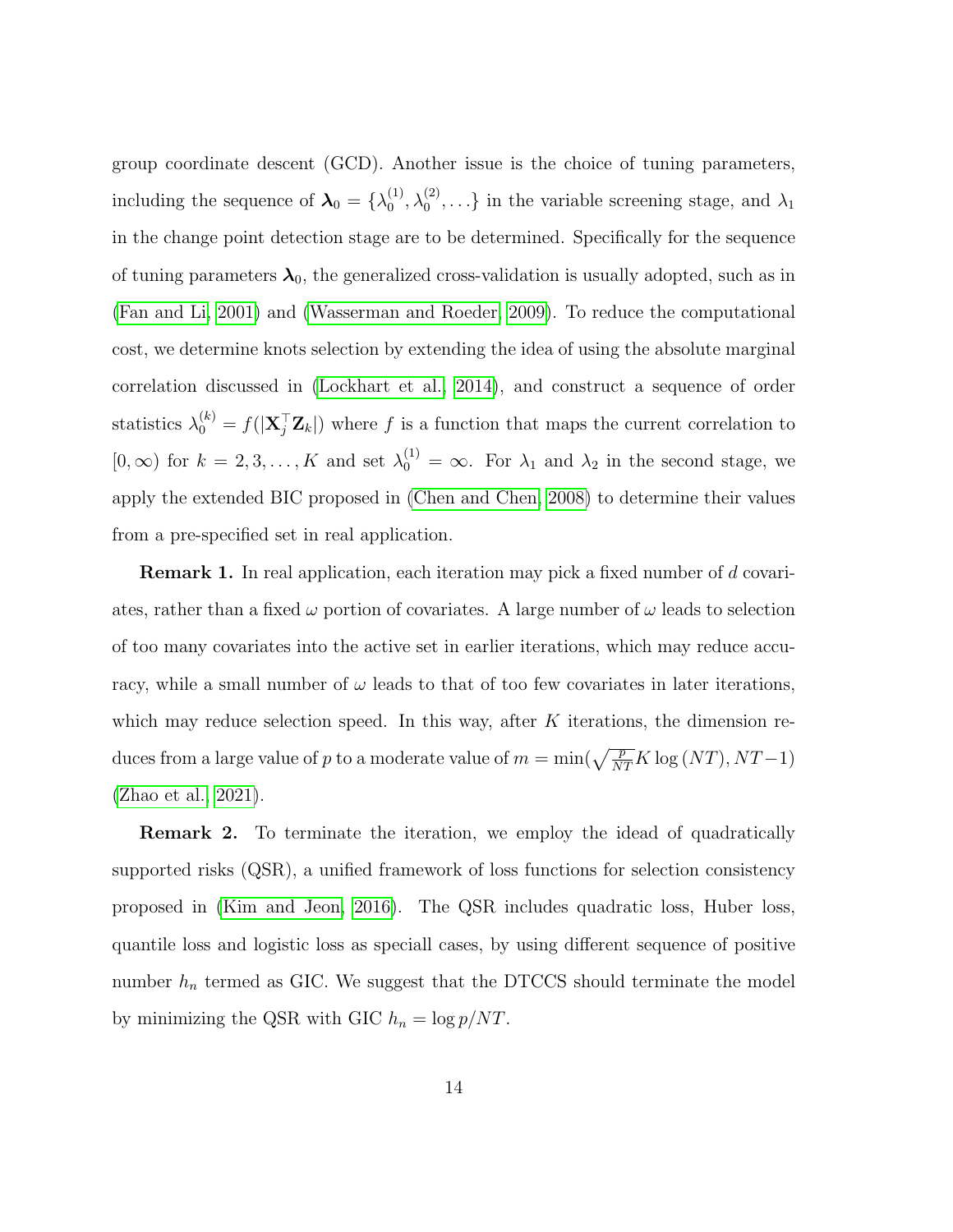group coordinate descent (GCD). Another issue is the choice of tuning parameters, including the sequence of $\boldsymbol{\lambda}_0 = \{\lambda_0^{(1)}, \lambda_0^{(2)}, \ldots\}$ in the variable screening stage, and $\lambda_1$ in the change point detection stage are to be determined. Specifically for the sequence of tuning parameters $\boldsymbol{\lambda}_0$, the generalized cross-validation is usually adopted, such as in (Fan and Li, 2001) and (Wasserman and Roeder, 2009). To reduce the computational cost, we determine knots selection by extending the idea of using the absolute marginal correlation discussed in (Lockhart et al., 2014), and construct a sequence of order statistics $\lambda_0^{(k)} = f(|\mathbf{X}_j^\top \mathbf{Z}_k|)$ where $f$ is a function that maps the current correlation to $[0, \infty)$ for $k = 2, 3, \ldots, K$ and set $\lambda_0^{(1)} = \infty$. For $\lambda_1$ and $\lambda_2$ in the second stage, we apply the extended BIC proposed in (Chen and Chen, 2008) to determine their values from a pre-specified set in real application.

**Remark 1.** In real application, each iteration may pick a fixed number of $d$ covariates, rather than a fixed $\omega$ portion of covariates. A large number of $\omega$ leads to selection of too many covariates into the active set in earlier iterations, which may reduce accuracy, while a small number of $\omega$ leads to that of too few covariates in later iterations, which may reduce selection speed. In this way, after $K$ iterations, the dimension reduces from a large value of $p$ to a moderate value of $m = \min(\sqrt{\frac{p}{NT}} K \log{(NT)}, NT-1)$ (Zhao et al., 2021).

**Remark 2.** To terminate the iteration, we employ the idead of quadratically supported risks (QSR), a unified framework of loss functions for selection consistency proposed in (Kim and Jeon, 2016). The QSR includes quadratic loss, Huber loss, quantile loss and logistic loss as speciall cases, by using different sequence of positive number $h_n$ termed as GIC. We suggest that the DTCCS should terminate the model by minimizing the QSR with GIC $h_n = \log p/NT$.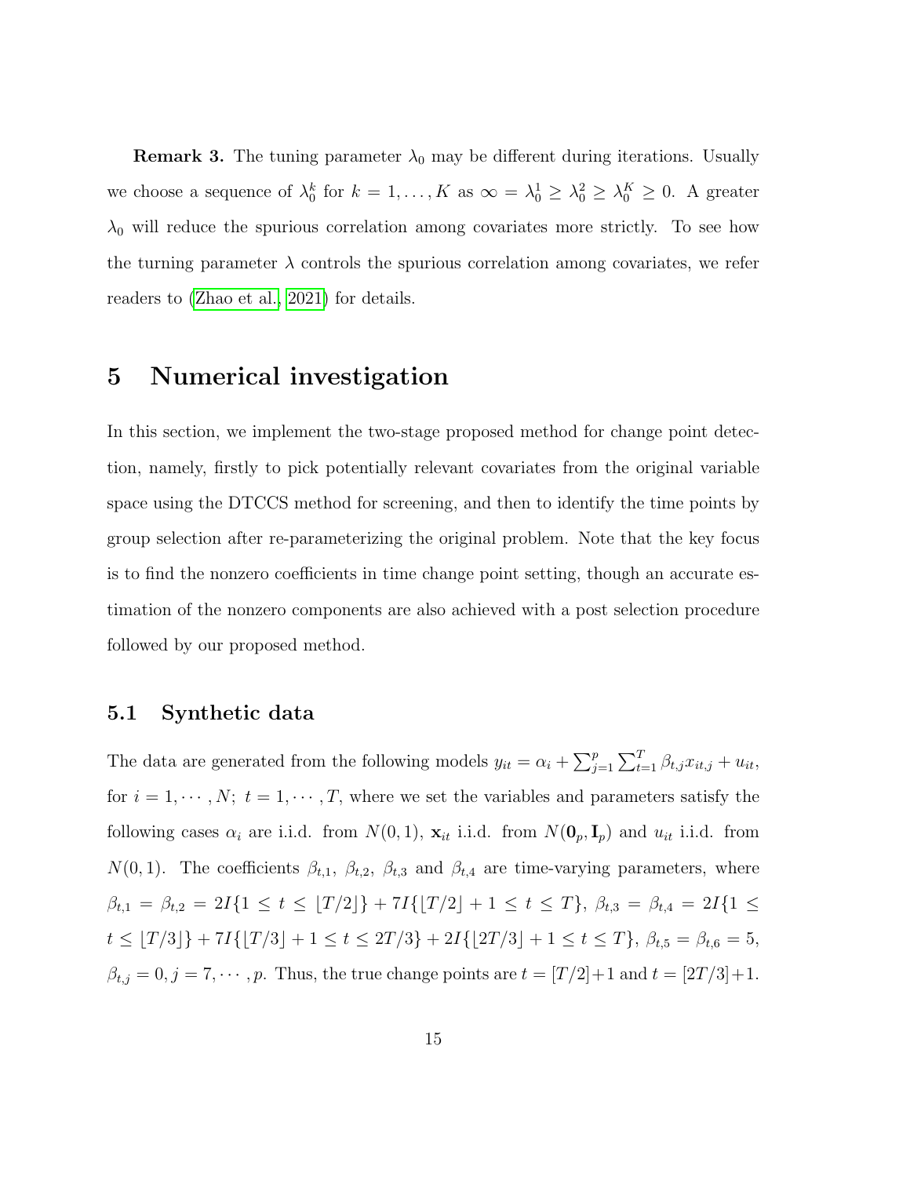**Remark 3.** The tuning parameter $\lambda_0$ may be different during iterations. Usually we choose a sequence of $\lambda_0^k$ for $k = 1, \ldots, K$ as $\infty = \lambda_0^1 \geq \lambda_0^2 \geq \lambda_0^K \geq 0$. A greater $\lambda_0$ will reduce the spurious correlation among covariates more strictly. To see how the turning parameter $\lambda$ controls the spurious correlation among covariates, we refer readers to (Zhao et al., 2021) for details.

# 5 Numerical investigation

In this section, we implement the two-stage proposed method for change point detection, namely, firstly to pick potentially relevant covariates from the original variable space using the DTCCS method for screening, and then to identify the time points by group selection after re-parameterizing the original problem. Note that the key focus is to find the nonzero coefficients in time change point setting, though an accurate estimation of the nonzero components are also achieved with a post selection procedure followed by our proposed method.

## 5.1 Synthetic data

The data are generated from the following models $y_{it} = \alpha_i + \sum_{j=1}^{p} \sum_{t=1}^{T} \beta_{t,j} x_{it,j} + u_{it}$, for $i = 1, \cdots, N;\ t = 1, \cdots, T$, where we set the variables and parameters satisfy the following cases $\alpha_i$ are i.i.d. from $N(0, 1)$, $\mathbf{x}_{it}$ i.i.d. from $N(\mathbf{0}_p, \mathbf{I}_p)$ and $u_{it}$ i.i.d. from $N(0, 1)$. The coefficients $\beta_{t,1}$, $\beta_{t,2}$, $\beta_{t,3}$ and $\beta_{t,4}$ are time-varying parameters, where $\beta_{t,1} = \beta_{t,2} = 2I\{1 \leq t \leq \lfloor T/2 \rfloor\} + 7I\{\lfloor T/2 \rfloor + 1 \leq t \leq T\}$, $\beta_{t,3} = \beta_{t,4} = 2I\{1 \leq t \leq \lfloor T/3 \rfloor\} + 7I\{\lfloor T/3 \rfloor + 1 \leq t \leq 2T/3\} + 2I\{\lfloor 2T/3 \rfloor + 1 \leq t \leq T\}$, $\beta_{t,5} = \beta_{t,6} = 5$, $\beta_{t,j} = 0, j = 7, \cdots, p$. Thus, the true change points are $t = [T/2]+1$ and $t = [2T/3]+1$.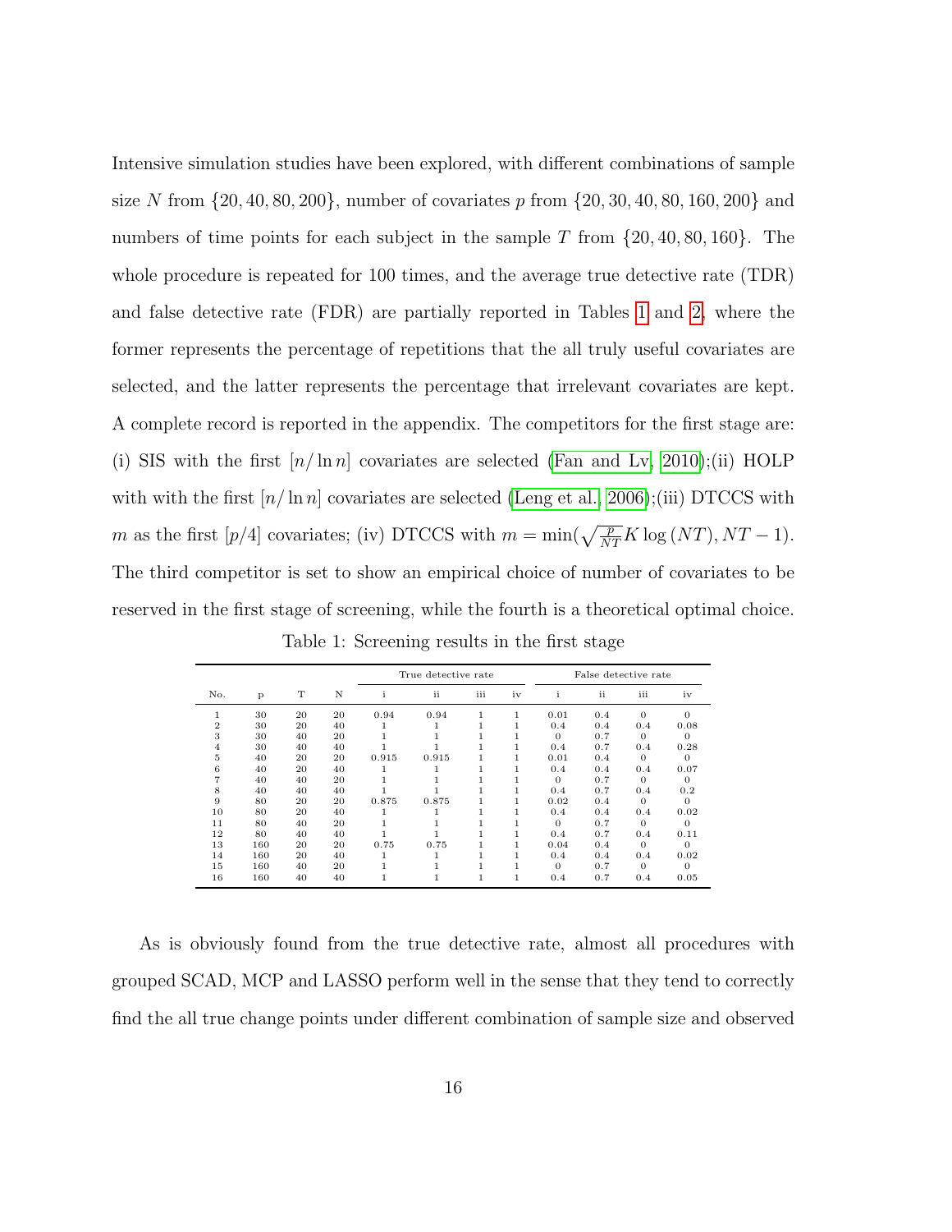Intensive simulation studies have been explored, with different combinations of sample size $N$ from $\{20, 40, 80, 200\}$, number of covariates $p$ from $\{20, 30, 40, 80, 160, 200\}$ and numbers of time points for each subject in the sample $T$ from $\{20, 40, 80, 160\}$. The whole procedure is repeated for 100 times, and the average true detective rate (TDR) and false detective rate (FDR) are partially reported in Tables 1 and 2, where the former represents the percentage of repetitions that the all truly useful covariates are selected, and the latter represents the percentage that irrelevant covariates are kept. A complete record is reported in the appendix. The competitors for the first stage are: (i) SIS with the first $[n/\ln n]$ covariates are selected (Fan and Lv, 2010);(ii) HOLP with with the first $[n/\ln n]$ covariates are selected (Leng et al., 2006);(iii) DTCCS with $m$ as the first $[p/4]$ covariates; (iv) DTCCS with $m = \min(\sqrt{\frac{p}{NT}} K \log{(NT)}, NT - 1)$. The third competitor is set to show an empirical choice of number of covariates to be reserved in the first stage of screening, while the fourth is a theoretical optimal choice.

Table 1: Screening results in the first stage

| No. | p | T | N | True detective rate | | | | False detective rate | | | |
|---|---|---|---|---|---|---|---|---|---|---|---|
| | | | | i | ii | iii | iv | i | ii | iii | iv |
| 1 | 30 | 20 | 20 | 0.94 | 0.94 | 1 | 1 | 0.01 | 0.4 | 0 | 0 |
| 2 | 30 | 20 | 40 | 1 | 1 | 1 | 1 | 0.4 | 0.4 | 0.4 | 0.08 |
| 3 | 30 | 40 | 20 | 1 | 1 | 1 | 1 | 0 | 0.7 | 0 | 0 |
| 4 | 30 | 40 | 40 | 1 | 1 | 1 | 1 | 0.4 | 0.7 | 0.4 | 0.28 |
| 5 | 40 | 20 | 20 | 0.915 | 0.915 | 1 | 1 | 0.01 | 0.4 | 0 | 0 |
| 6 | 40 | 20 | 40 | 1 | 1 | 1 | 1 | 0.4 | 0.4 | 0.4 | 0.07 |
| 7 | 40 | 40 | 20 | 1 | 1 | 1 | 1 | 0 | 0.7 | 0 | 0 |
| 8 | 40 | 40 | 40 | 1 | 1 | 1 | 1 | 0.4 | 0.7 | 0.4 | 0.2 |
| 9 | 80 | 20 | 20 | 0.875 | 0.875 | 1 | 1 | 0.02 | 0.4 | 0 | 0 |
| 10 | 80 | 20 | 40 | 1 | 1 | 1 | 1 | 0.4 | 0.4 | 0.4 | 0.02 |
| 11 | 80 | 40 | 20 | 1 | 1 | 1 | 1 | 0 | 0.7 | 0 | 0 |
| 12 | 80 | 40 | 40 | 1 | 1 | 1 | 1 | 0.4 | 0.7 | 0.4 | 0.11 |
| 13 | 160 | 20 | 20 | 0.75 | 0.75 | 1 | 1 | 0.04 | 0.4 | 0 | 0 |
| 14 | 160 | 20 | 40 | 1 | 1 | 1 | 1 | 0.4 | 0.4 | 0.4 | 0.02 |
| 15 | 160 | 40 | 20 | 1 | 1 | 1 | 1 | 0 | 0.7 | 0 | 0 |
| 16 | 160 | 40 | 40 | 1 | 1 | 1 | 1 | 0.4 | 0.7 | 0.4 | 0.05 |

As is obviously found from the true detective rate, almost all procedures with grouped SCAD, MCP and LASSO perform well in the sense that they tend to correctly find the all true change points under different combination of sample size and observed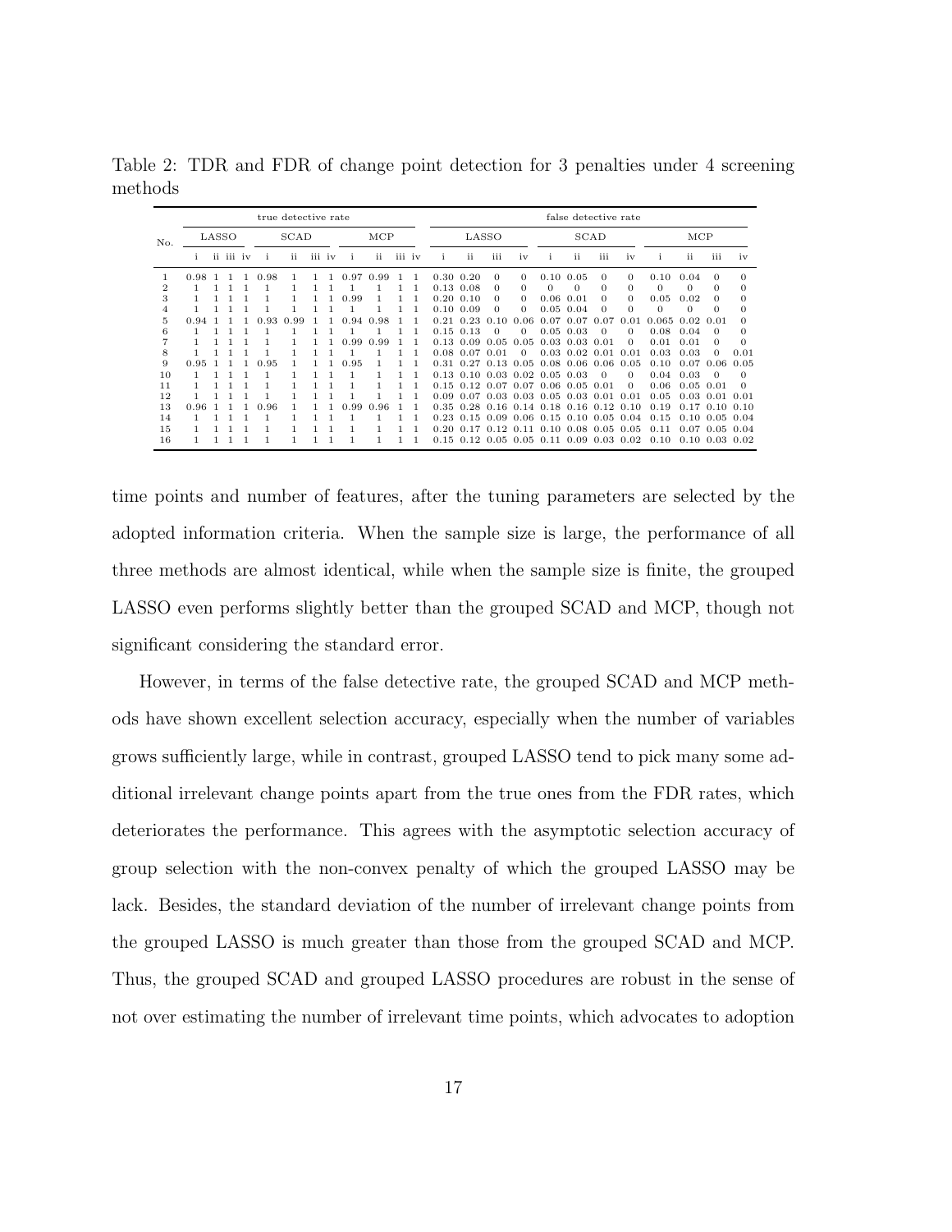Table 2: TDR and FDR of change point detection for 3 penalties under 4 screening methods

| No. | true detective rate | | | | | | | | | | | | false detective rate | | | | | | | | | | | |
|---|---|---|---|---|---|---|---|---|---|---|---|---|---|---|---|---|---|---|---|---|---|---|---|---|
| | LASSO | | | | SCAD | | | | MCP | | | | LASSO | | | | SCAD | | | | MCP | | | |
| | i | ii | iii | iv | i | ii | iii | iv | i | ii | iii | iv | i | ii | iii | iv | i | ii | iii | iv | i | ii | iii | iv |
| 1 | 0.98 | 1 | 1 | 1 | 0.98 | 1 | 1 | 1 | 0.97 | 0.99 | 1 | 1 | 0.30 | 0.20 | 0 | 0 | 0.10 | 0.05 | 0 | 0 | 0.10 | 0.04 | 0 | 0 |
| 2 | 1 | 1 | 1 | 1 | 1 | 1 | 1 | 1 | 1 | 1 | 1 | 1 | 0.13 | 0.08 | 0 | 0 | 0 | 0 | 0 | 0 | 0 | 0 | 0 | 0 |
| 3 | 1 | 1 | 1 | 1 | 1 | 1 | 1 | 1 | 0.99 | 1 | 1 | 1 | 0.20 | 0.10 | 0 | 0 | 0.06 | 0.01 | 0 | 0 | 0.05 | 0.02 | 0 | 0 |
| 4 | 1 | 1 | 1 | 1 | 1 | 1 | 1 | 1 | 1 | 1 | 1 | 1 | 0.10 | 0.09 | 0 | 0 | 0.05 | 0.04 | 0 | 0 | 0 | 0 | 0 | 0 |
| 5 | 0.94 | 1 | 1 | 1 | 0.93 | 0.99 | 1 | 1 | 0.94 | 0.98 | 1 | 1 | 0.21 | 0.23 | 0.10 | 0.06 | 0.07 | 0.07 | 0.07 | 0.01 | 0.065 | 0.02 | 0.01 | 0 |
| 6 | 1 | 1 | 1 | 1 | 1 | 1 | 1 | 1 | 1 | 1 | 1 | 1 | 0.15 | 0.13 | 0 | 0 | 0.05 | 0.03 | 0 | 0 | 0.08 | 0.04 | 0 | 0 |
| 7 | 1 | 1 | 1 | 1 | 1 | 1 | 1 | 1 | 0.99 | 0.99 | 1 | 1 | 0.13 | 0.09 | 0.05 | 0.05 | 0.03 | 0.03 | 0.01 | 0 | 0.01 | 0.01 | 0 | 0 |
| 8 | 1 | 1 | 1 | 1 | 1 | 1 | 1 | 1 | 1 | 1 | 1 | 1 | 0.08 | 0.07 | 0.01 | 0 | 0.03 | 0.02 | 0.01 | 0.01 | 0.03 | 0.03 | 0 | 0.01 |
| 9 | 0.95 | 1 | 1 | 1 | 0.95 | 1 | 1 | 1 | 0.95 | 1 | 1 | 1 | 0.31 | 0.27 | 0.13 | 0.05 | 0.08 | 0.06 | 0.06 | 0.05 | 0.10 | 0.07 | 0.06 | 0.05 |
| 10 | 1 | 1 | 1 | 1 | 1 | 1 | 1 | 1 | 1 | 1 | 1 | 1 | 0.13 | 0.10 | 0.03 | 0.02 | 0.05 | 0.03 | 0 | 0 | 0.04 | 0.03 | 0 | 0 |
| 11 | 1 | 1 | 1 | 1 | 1 | 1 | 1 | 1 | 1 | 1 | 1 | 1 | 0.15 | 0.12 | 0.07 | 0.07 | 0.06 | 0.05 | 0.01 | 0 | 0.06 | 0.05 | 0.01 | 0 |
| 12 | 1 | 1 | 1 | 1 | 1 | 1 | 1 | 1 | 1 | 1 | 1 | 1 | 0.09 | 0.07 | 0.03 | 0.03 | 0.05 | 0.03 | 0.01 | 0.01 | 0.05 | 0.03 | 0.01 | 0.01 |
| 13 | 0.96 | 1 | 1 | 1 | 0.96 | 1 | 1 | 1 | 0.99 | 0.96 | 1 | 1 | 0.35 | 0.28 | 0.16 | 0.14 | 0.18 | 0.16 | 0.12 | 0.10 | 0.19 | 0.17 | 0.10 | 0.10 |
| 14 | 1 | 1 | 1 | 1 | 1 | 1 | 1 | 1 | 1 | 1 | 1 | 1 | 0.23 | 0.15 | 0.09 | 0.06 | 0.15 | 0.10 | 0.05 | 0.04 | 0.15 | 0.10 | 0.05 | 0.04 |
| 15 | 1 | 1 | 1 | 1 | 1 | 1 | 1 | 1 | 1 | 1 | 1 | 1 | 0.20 | 0.17 | 0.12 | 0.11 | 0.10 | 0.08 | 0.05 | 0.05 | 0.11 | 0.07 | 0.05 | 0.04 |
| 16 | 1 | 1 | 1 | 1 | 1 | 1 | 1 | 1 | 1 | 1 | 1 | 1 | 0.15 | 0.12 | 0.05 | 0.05 | 0.11 | 0.09 | 0.03 | 0.02 | 0.10 | 0.10 | 0.03 | 0.02 |

time points and number of features, after the tuning parameters are selected by the adopted information criteria. When the sample size is large, the performance of all three methods are almost identical, while when the sample size is finite, the grouped LASSO even performs slightly better than the grouped SCAD and MCP, though not significant considering the standard error.

However, in terms of the false detective rate, the grouped SCAD and MCP methods have shown excellent selection accuracy, especially when the number of variables grows sufficiently large, while in contrast, grouped LASSO tend to pick many some additional irrelevant change points apart from the true ones from the FDR rates, which deteriorates the performance. This agrees with the asymptotic selection accuracy of group selection with the non-convex penalty of which the grouped LASSO may be lack. Besides, the standard deviation of the number of irrelevant change points from the grouped LASSO is much greater than those from the grouped SCAD and MCP. Thus, the grouped SCAD and grouped LASSO procedures are robust in the sense of not over estimating the number of irrelevant time points, which advocates to adoption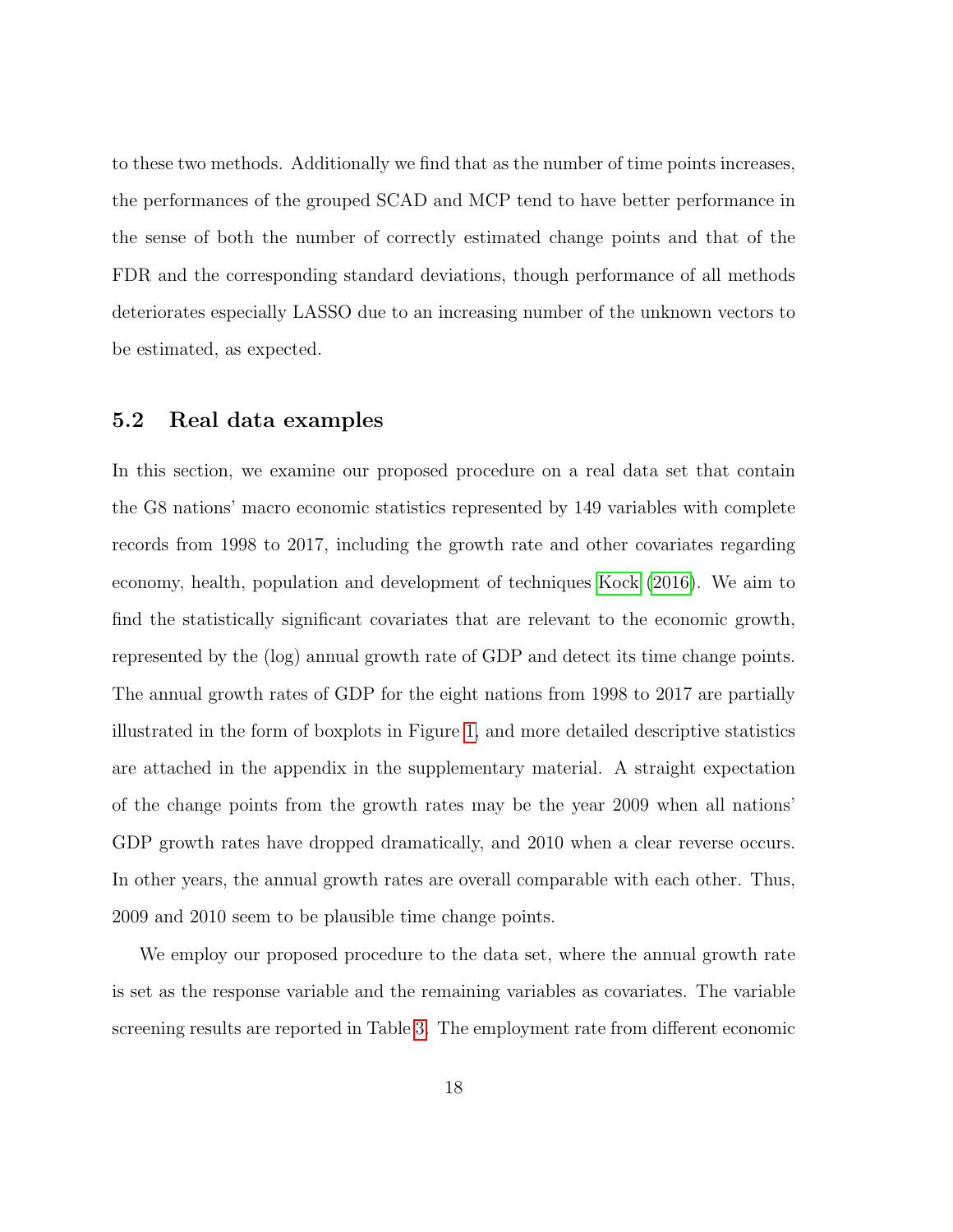to these two methods. Additionally we find that as the number of time points increases, the performances of the grouped SCAD and MCP tend to have better performance in the sense of both the number of correctly estimated change points and that of the FDR and the corresponding standard deviations, though performance of all methods deteriorates especially LASSO due to an increasing number of the unknown vectors to be estimated, as expected.

### 5.2 Real data examples

In this section, we examine our proposed procedure on a real data set that contain the G8 nations' macro economic statistics represented by 149 variables with complete records from 1998 to 2017, including the growth rate and other covariates regarding economy, health, population and development of techniques Kock (2016). We aim to find the statistically significant covariates that are relevant to the economic growth, represented by the (log) annual growth rate of GDP and detect its time change points. The annual growth rates of GDP for the eight nations from 1998 to 2017 are partially illustrated in the form of boxplots in Figure 1, and more detailed descriptive statistics are attached in the appendix in the supplementary material. A straight expectation of the change points from the growth rates may be the year 2009 when all nations' GDP growth rates have dropped dramatically, and 2010 when a clear reverse occurs. In other years, the annual growth rates are overall comparable with each other. Thus, 2009 and 2010 seem to be plausible time change points.

We employ our proposed procedure to the data set, where the annual growth rate is set as the response variable and the remaining variables as covariates. The variable screening results are reported in Table 3. The employment rate from different economic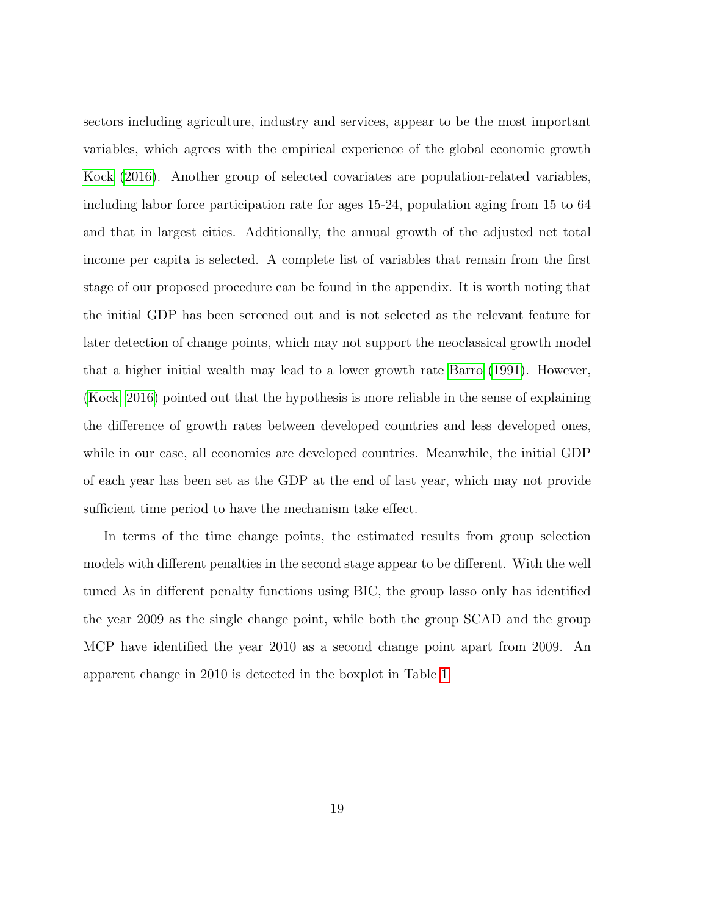sectors including agriculture, industry and services, appear to be the most important variables, which agrees with the empirical experience of the global economic growth Kock (2016). Another group of selected covariates are population-related variables, including labor force participation rate for ages 15-24, population aging from 15 to 64 and that in largest cities. Additionally, the annual growth of the adjusted net total income per capita is selected. A complete list of variables that remain from the first stage of our proposed procedure can be found in the appendix. It is worth noting that the initial GDP has been screened out and is not selected as the relevant feature for later detection of change points, which may not support the neoclassical growth model that a higher initial wealth may lead to a lower growth rate Barro (1991). However, (Kock, 2016) pointed out that the hypothesis is more reliable in the sense of explaining the difference of growth rates between developed countries and less developed ones, while in our case, all economies are developed countries. Meanwhile, the initial GDP of each year has been set as the GDP at the end of last year, which may not provide sufficient time period to have the mechanism take effect.

In terms of the time change points, the estimated results from group selection models with different penalties in the second stage appear to be different. With the well tuned $\lambda$s in different penalty functions using BIC, the group lasso only has identified the year 2009 as the single change point, while both the group SCAD and the group MCP have identified the year 2010 as a second change point apart from 2009. An apparent change in 2010 is detected in the boxplot in Table 1.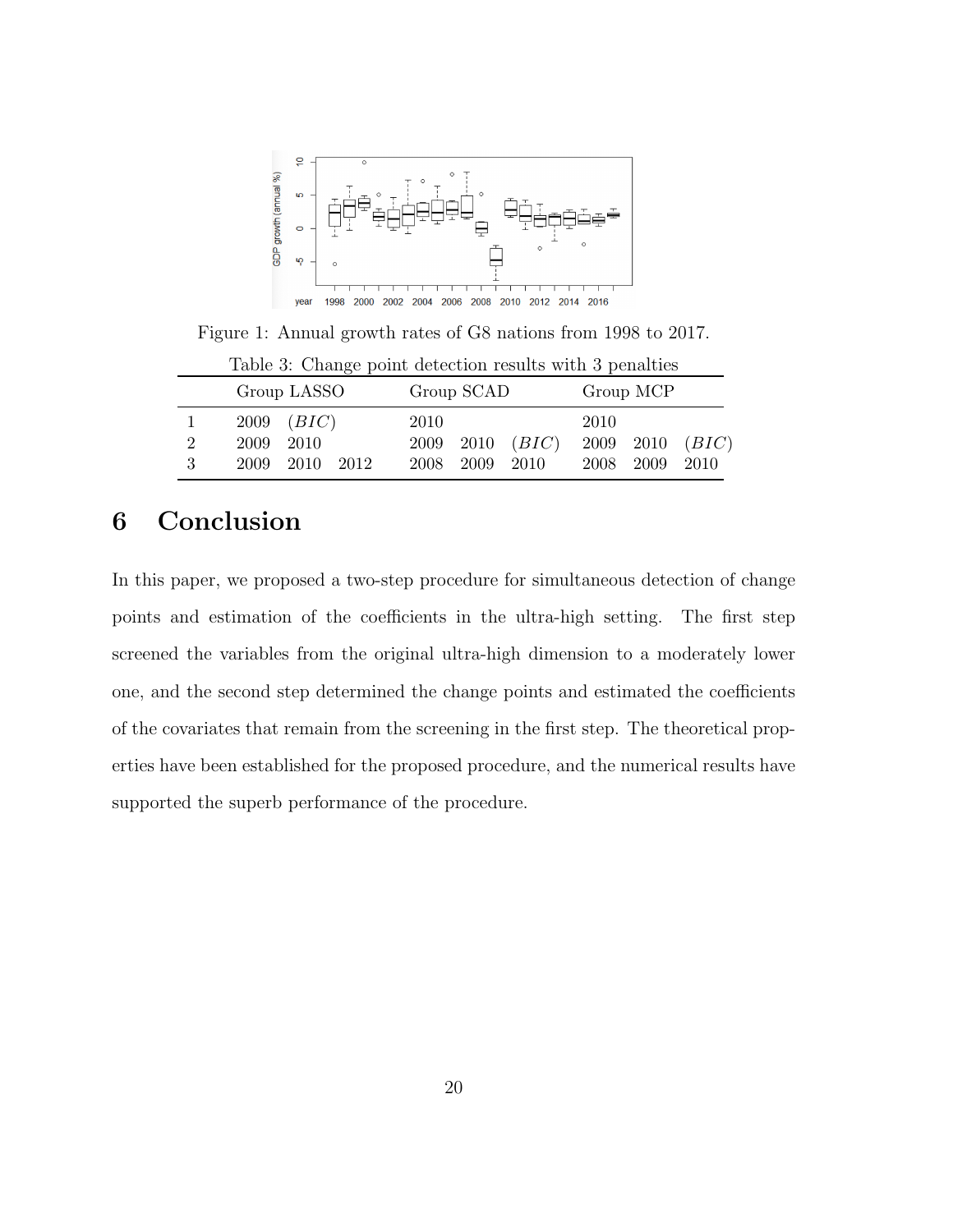Figure 1: Annual growth rates of G8 nations from 1998 to 2017.

Table 3: Change point detection results with 3 penalties

| | Group LASSO | | | Group SCAD | | | Group MCP | | |
|---|---|---|---|---|---|---|---|---|---|
| 1 | 2009 | $(BIC)$ | | 2010 | | | 2010 | | |
| 2 | 2009 | 2010 | | 2009 | 2010 | $(BIC)$ | 2009 | 2010 | $(BIC)$ |
| 3 | 2009 | 2010 | 2012 | 2008 | 2009 | 2010 | 2008 | 2009 | 2010 |

# 6 Conclusion

In this paper, we proposed a two-step procedure for simultaneous detection of change points and estimation of the coefficients in the ultra-high setting. The first step screened the variables from the original ultra-high dimension to a moderately lower one, and the second step determined the change points and estimated the coefficients of the covariates that remain from the screening in the first step. The theoretical properties have been established for the proposed procedure, and the numerical results have supported the superb performance of the procedure.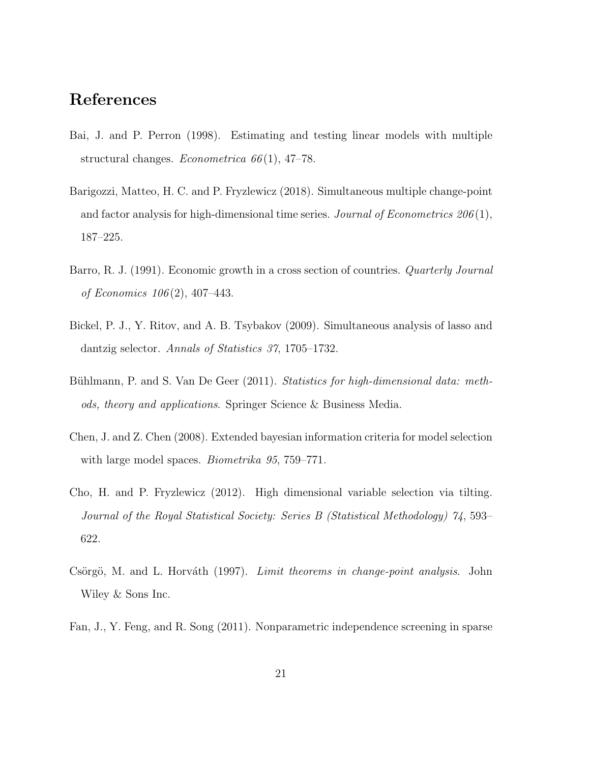# References

Bai, J. and P. Perron (1998). Estimating and testing linear models with multiple structural changes. *Econometrica 66*(1), 47–78.

Barigozzi, Matteo, H. C. and P. Fryzlewicz (2018). Simultaneous multiple change-point and factor analysis for high-dimensional time series. *Journal of Econometrics 206*(1), 187–225.

Barro, R. J. (1991). Economic growth in a cross section of countries. *Quarterly Journal of Economics 106*(2), 407–443.

Bickel, P. J., Y. Ritov, and A. B. Tsybakov (2009). Simultaneous analysis of lasso and dantzig selector. *Annals of Statistics 37*, 1705–1732.

Bühlmann, P. and S. Van De Geer (2011). *Statistics for high-dimensional data: methods, theory and applications*. Springer Science & Business Media.

Chen, J. and Z. Chen (2008). Extended bayesian information criteria for model selection with large model spaces. *Biometrika 95*, 759–771.

Cho, H. and P. Fryzlewicz (2012). High dimensional variable selection via tilting. *Journal of the Royal Statistical Society: Series B (Statistical Methodology) 74*, 593–622.

Csörgö, M. and L. Horváth (1997). *Limit theorems in change-point analysis*. John Wiley & Sons Inc.

Fan, J., Y. Feng, and R. Song (2011). Nonparametric independence screening in sparse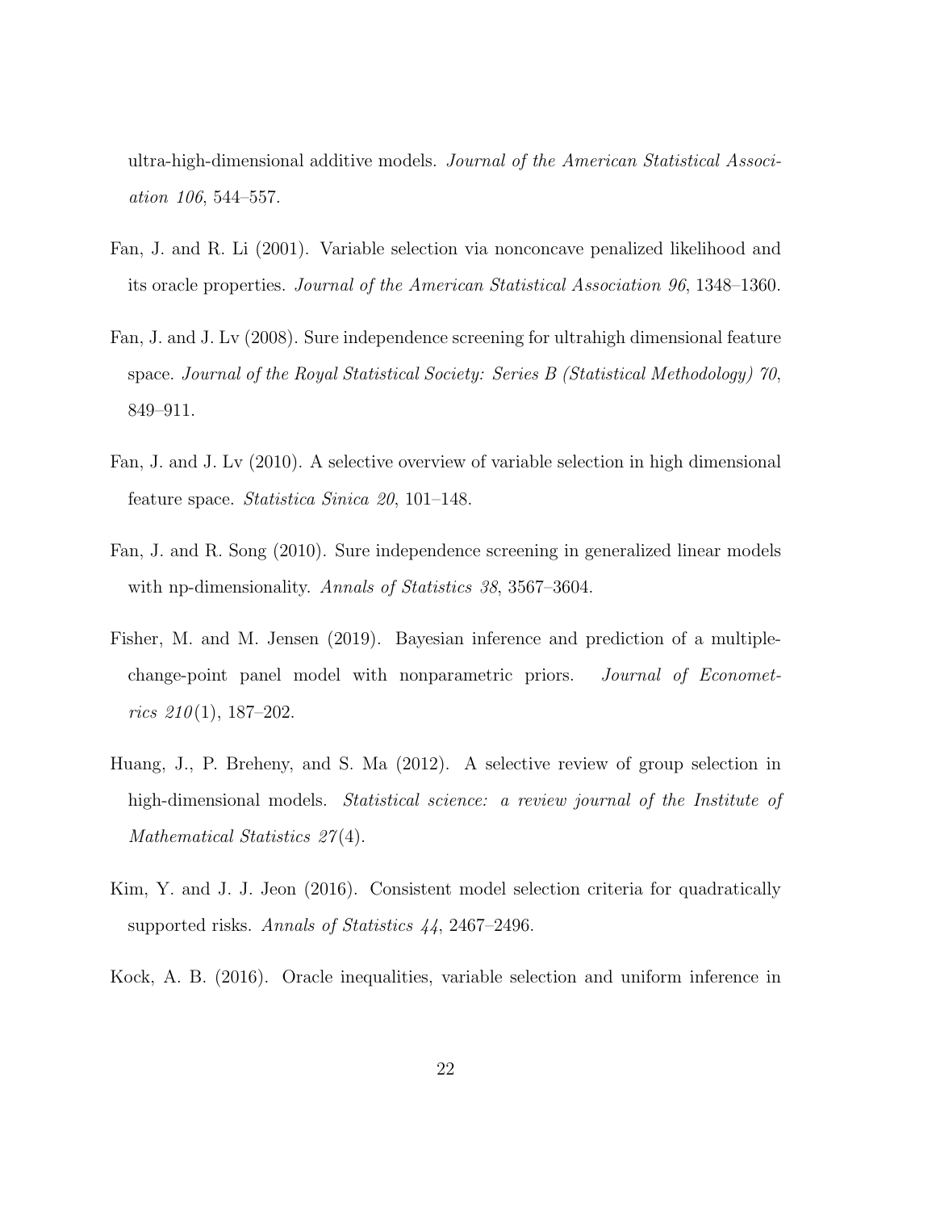ultra-high-dimensional additive models. *Journal of the American Statistical Association 106*, 544–557.

Fan, J. and R. Li (2001). Variable selection via nonconcave penalized likelihood and its oracle properties. *Journal of the American Statistical Association 96*, 1348–1360.

Fan, J. and J. Lv (2008). Sure independence screening for ultrahigh dimensional feature space. *Journal of the Royal Statistical Society: Series B (Statistical Methodology) 70*, 849–911.

Fan, J. and J. Lv (2010). A selective overview of variable selection in high dimensional feature space. *Statistica Sinica 20*, 101–148.

Fan, J. and R. Song (2010). Sure independence screening in generalized linear models with np-dimensionality. *Annals of Statistics 38*, 3567–3604.

Fisher, M. and M. Jensen (2019). Bayesian inference and prediction of a multiple-change-point panel model with nonparametric priors. *Journal of Econometrics 210*(1), 187–202.

Huang, J., P. Breheny, and S. Ma (2012). A selective review of group selection in high-dimensional models. *Statistical science: a review journal of the Institute of Mathematical Statistics 27*(4).

Kim, Y. and J. J. Jeon (2016). Consistent model selection criteria for quadratically supported risks. *Annals of Statistics 44*, 2467–2496.

Kock, A. B. (2016). Oracle inequalities, variable selection and uniform inference in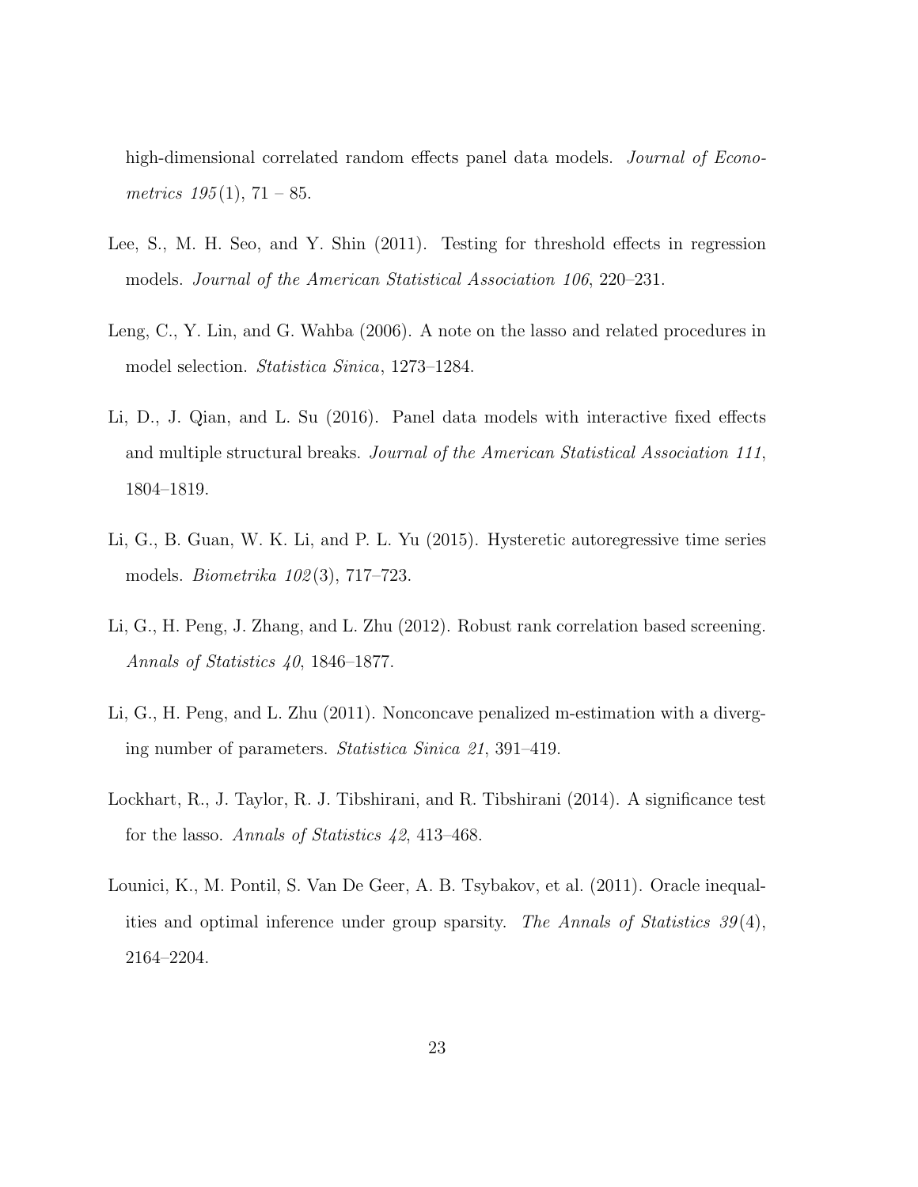high-dimensional correlated random effects panel data models. *Journal of Econometrics 195*(1), 71 – 85.

Lee, S., M. H. Seo, and Y. Shin (2011). Testing for threshold effects in regression models. *Journal of the American Statistical Association 106*, 220–231.

Leng, C., Y. Lin, and G. Wahba (2006). A note on the lasso and related procedures in model selection. *Statistica Sinica*, 1273–1284.

Li, D., J. Qian, and L. Su (2016). Panel data models with interactive fixed effects and multiple structural breaks. *Journal of the American Statistical Association 111*, 1804–1819.

Li, G., B. Guan, W. K. Li, and P. L. Yu (2015). Hysteretic autoregressive time series models. *Biometrika 102*(3), 717–723.

Li, G., H. Peng, J. Zhang, and L. Zhu (2012). Robust rank correlation based screening. *Annals of Statistics 40*, 1846–1877.

Li, G., H. Peng, and L. Zhu (2011). Nonconcave penalized m-estimation with a diverging number of parameters. *Statistica Sinica 21*, 391–419.

Lockhart, R., J. Taylor, R. J. Tibshirani, and R. Tibshirani (2014). A significance test for the lasso. *Annals of Statistics 42*, 413–468.

Lounici, K., M. Pontil, S. Van De Geer, A. B. Tsybakov, et al. (2011). Oracle inequalities and optimal inference under group sparsity. *The Annals of Statistics 39*(4), 2164–2204.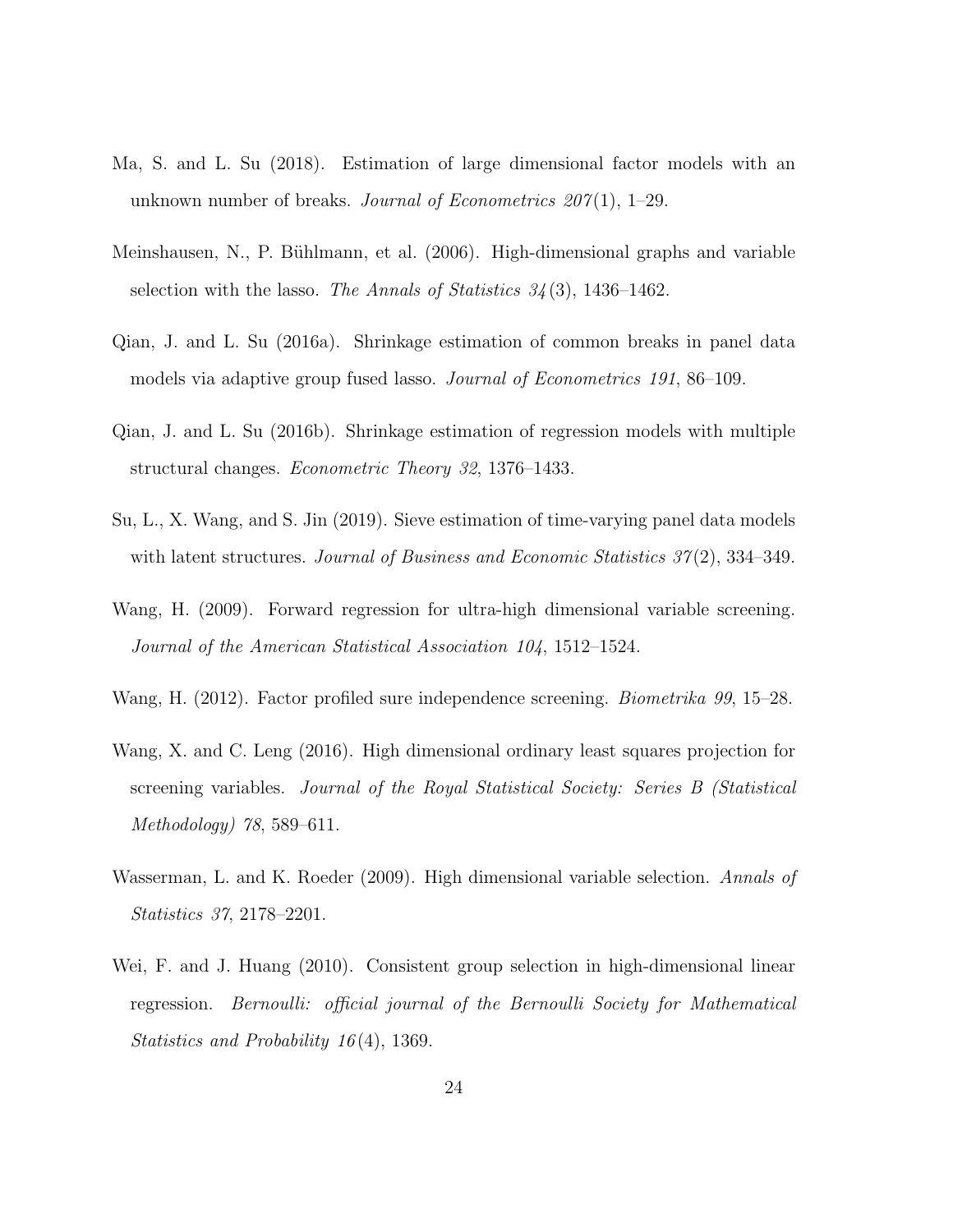Ma, S. and L. Su (2018). Estimation of large dimensional factor models with an unknown number of breaks. *Journal of Econometrics 207*(1), 1–29.

Meinshausen, N., P. Bühlmann, et al. (2006). High-dimensional graphs and variable selection with the lasso. *The Annals of Statistics 34*(3), 1436–1462.

Qian, J. and L. Su (2016a). Shrinkage estimation of common breaks in panel data models via adaptive group fused lasso. *Journal of Econometrics 191*, 86–109.

Qian, J. and L. Su (2016b). Shrinkage estimation of regression models with multiple structural changes. *Econometric Theory 32*, 1376–1433.

Su, L., X. Wang, and S. Jin (2019). Sieve estimation of time-varying panel data models with latent structures. *Journal of Business and Economic Statistics 37*(2), 334–349.

Wang, H. (2009). Forward regression for ultra-high dimensional variable screening. *Journal of the American Statistical Association 104*, 1512–1524.

Wang, H. (2012). Factor profiled sure independence screening. *Biometrika 99*, 15–28.

Wang, X. and C. Leng (2016). High dimensional ordinary least squares projection for screening variables. *Journal of the Royal Statistical Society: Series B (Statistical Methodology) 78*, 589–611.

Wasserman, L. and K. Roeder (2009). High dimensional variable selection. *Annals of Statistics 37*, 2178–2201.

Wei, F. and J. Huang (2010). Consistent group selection in high-dimensional linear regression. *Bernoulli: official journal of the Bernoulli Society for Mathematical Statistics and Probability 16*(4), 1369.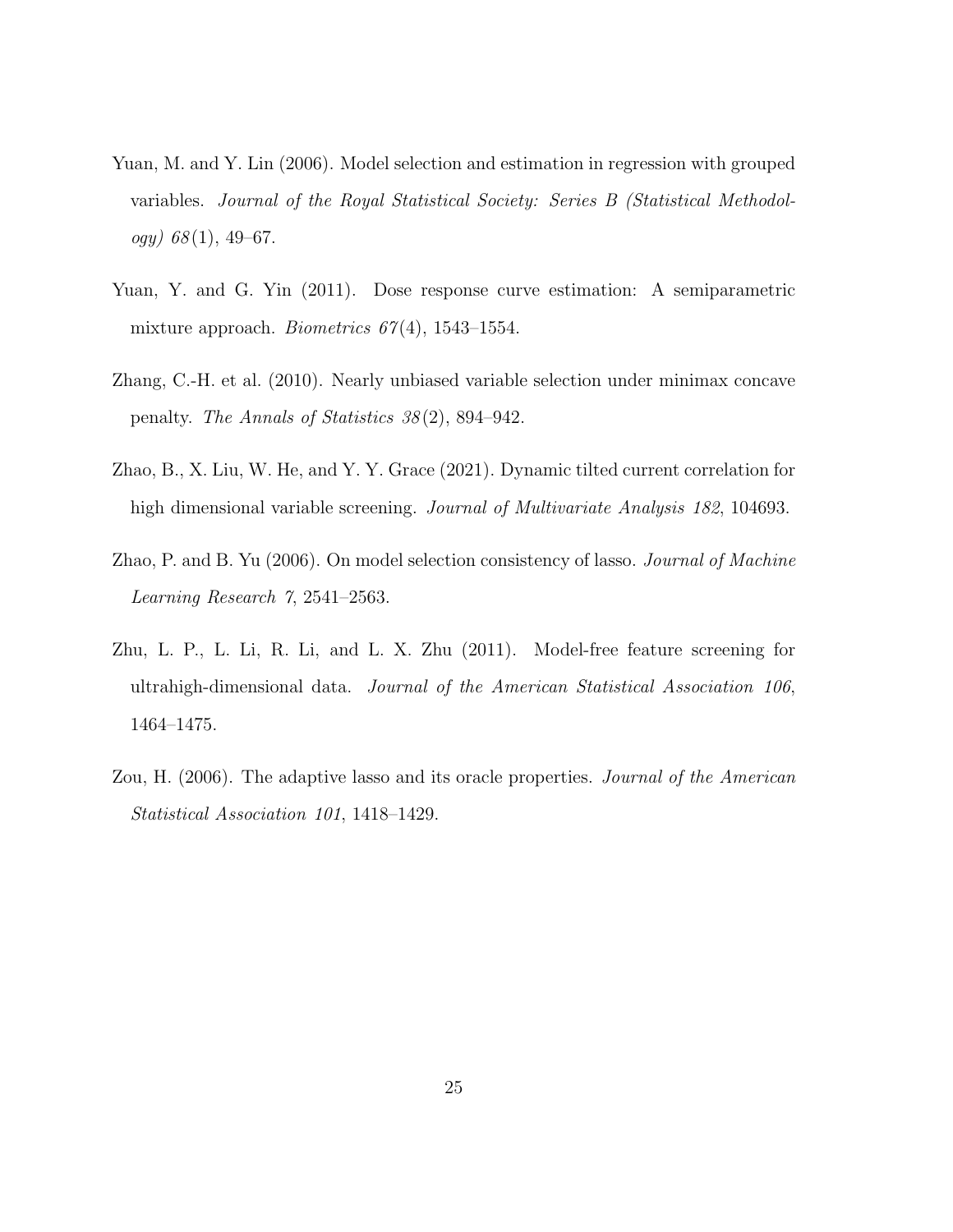Yuan, M. and Y. Lin (2006). Model selection and estimation in regression with grouped variables. *Journal of the Royal Statistical Society: Series B (Statistical Methodology) 68*(1), 49–67.

Yuan, Y. and G. Yin (2011). Dose response curve estimation: A semiparametric mixture approach. *Biometrics 67*(4), 1543–1554.

Zhang, C.-H. et al. (2010). Nearly unbiased variable selection under minimax concave penalty. *The Annals of Statistics 38*(2), 894–942.

Zhao, B., X. Liu, W. He, and Y. Y. Grace (2021). Dynamic tilted current correlation for high dimensional variable screening. *Journal of Multivariate Analysis 182*, 104693.

Zhao, P. and B. Yu (2006). On model selection consistency of lasso. *Journal of Machine Learning Research 7*, 2541–2563.

Zhu, L. P., L. Li, R. Li, and L. X. Zhu (2011). Model-free feature screening for ultrahigh-dimensional data. *Journal of the American Statistical Association 106*, 1464–1475.

Zou, H. (2006). The adaptive lasso and its oracle properties. *Journal of the American Statistical Association 101*, 1418–1429.